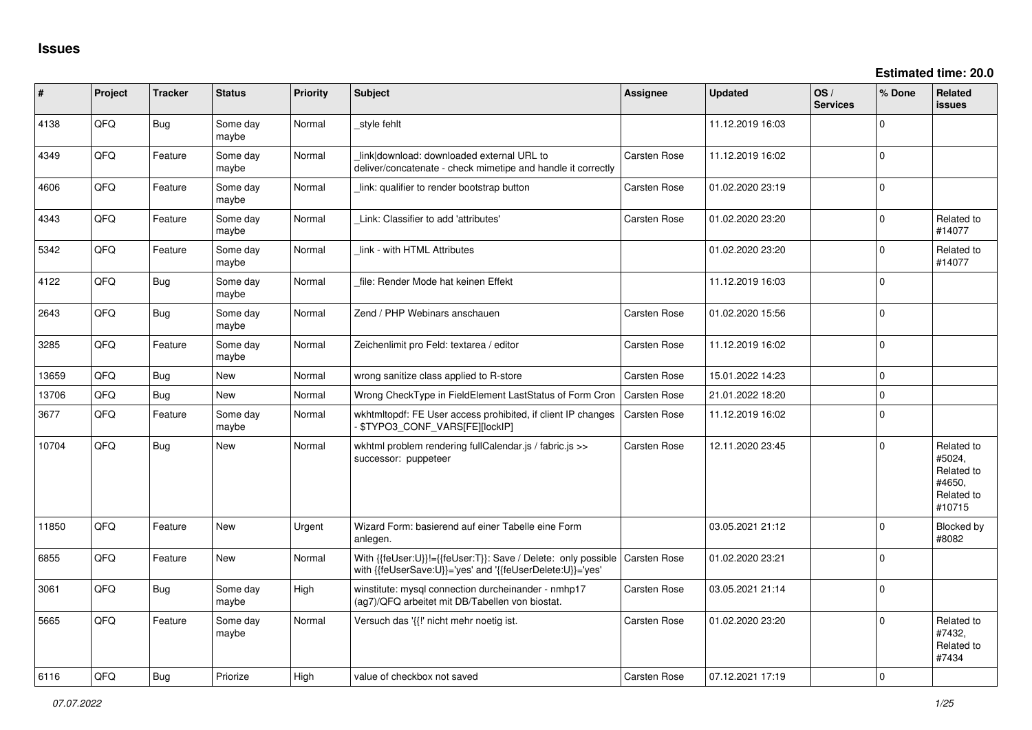# Issues

**Estimated time: 20.0**

| # | Project | Tracker | Status | Priority | Subject | Assignee | Updated | OS / Services | % Done | Related issues |
|---|---|---|---|---|---|---|---|---|---|---|
| 4138 | QFO | Bug | Some day maybe | Normal | _style fehlt | | 11.12.2019 16:03 | | 0 | |
| 4349 | QFO | Feature | Some day maybe | Normal | _link\|download: downloaded external URL to deliver/concatenate - check mimetipe and handle it correctly | Carsten Rose | 11.12.2019 16:02 | | 0 | |
| 4606 | QFO | Feature | Some day maybe | Normal | _link: qualifier to render bootstrap button | Carsten Rose | 01.02.2020 23:19 | | 0 | |
| 4343 | QFO | Feature | Some day maybe | Normal | _Link: Classifier to add 'attributes' | Carsten Rose | 01.02.2020 23:20 | | 0 | Related to #14077 |
| 5342 | QFO | Feature | Some day maybe | Normal | _link - with HTML Attributes | | 01.02.2020 23:20 | | 0 | Related to #14077 |
| 4122 | QFO | Bug | Some day maybe | Normal | _file: Render Mode hat keinen Effekt | | 11.12.2019 16:03 | | 0 | |
| 2643 | QFO | Bug | Some day maybe | Normal | Zend / PHP Webinars anschauen | Carsten Rose | 01.02.2020 15:56 | | 0 | |
| 3285 | QFO | Feature | Some day maybe | Normal | Zeichenlimit pro Feld: textarea / editor | Carsten Rose | 11.12.2019 16:02 | | 0 | |
| 13659 | QFO | Bug | New | Normal | wrong sanitize class applied to R-store | Carsten Rose | 15.01.2022 14:23 | | 0 | |
| 13706 | QFO | Bug | New | Normal | Wrong CheckType in FieldElement LastStatus of Form Cron | Carsten Rose | 21.01.2022 18:20 | | 0 | |
| 3677 | QFO | Feature | Some day maybe | Normal | wkhtmltopdf: FE User access prohibited, if client IP changes - $TYPO3_CONF_VARS[FE][lockIP] | Carsten Rose | 11.12.2019 16:02 | | 0 | |
| 10704 | QFO | Bug | New | Normal | wkhtml problem rendering fullCalendar.js / fabric.js >> successor: puppeteer | Carsten Rose | 12.11.2020 23:45 | | 0 | Related to #5024, Related to #4650, Related to #10715 |
| 11850 | QFO | Feature | New | Urgent | Wizard Form: basierend auf einer Tabelle eine Form anlegen. | | 03.05.2021 21:12 | | 0 | Blocked by #8082 |
| 6855 | QFO | Feature | New | Normal | With {{feUser:U}}!={{feUser:T}}: Save / Delete: only possible with {{feUserSave:U}}='yes' and '{{feUserDelete:U}}='yes' | Carsten Rose | 01.02.2020 23:21 | | 0 | |
| 3061 | QFO | Bug | Some day maybe | High | winstitute: mysql connection durcheinander - nmhp17 (ag7)/QFQ arbeitet mit DB/Tabellen von biostat. | Carsten Rose | 03.05.2021 21:14 | | 0 | |
| 5665 | QFO | Feature | Some day maybe | Normal | Versuch das '{{!' nicht mehr noetig ist. | Carsten Rose | 01.02.2020 23:20 | | 0 | Related to #7432, Related to #7434 |
| 6116 | QFO | Bug | Priorize | High | value of checkbox not saved | Carsten Rose | 07.12.2021 17:19 | | 0 | |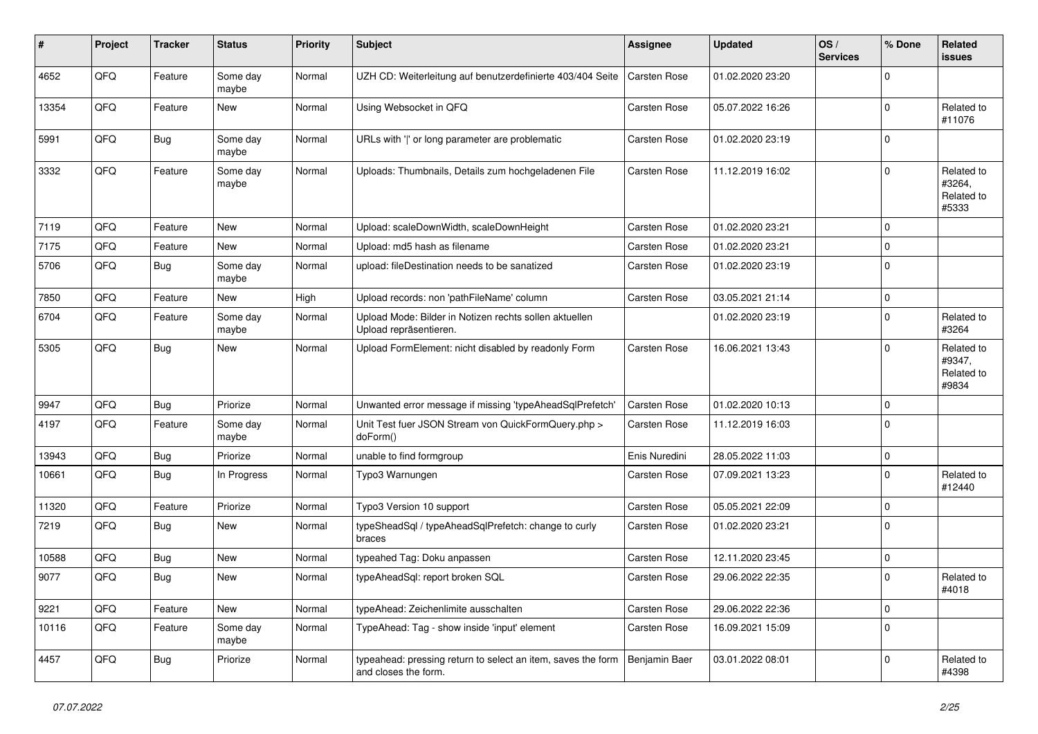| # | Project | Tracker | Status | Priority | Subject | Assignee | Updated | OS / Services | % Done | Related issues |
|---|---|---|---|---|---|---|---|---|---|---|
| 4652 | QFQ | Feature | Some day maybe | Normal | UZH CD: Weiterleitung auf benutzerdefinierte 403/404 Seite | Carsten Rose | 01.02.2020 23:20 | | 0 | |
| 13354 | QFQ | Feature | New | Normal | Using Websocket in QFQ | Carsten Rose | 05.07.2022 16:26 | | 0 | Related to #11076 |
| 5991 | QFQ | Bug | Some day maybe | Normal | URLs with '\|' or long parameter are problematic | Carsten Rose | 01.02.2020 23:19 | | 0 | |
| 3332 | QFQ | Feature | Some day maybe | Normal | Uploads: Thumbnails, Details zum hochgeladenen File | Carsten Rose | 11.12.2019 16:02 | | 0 | Related to #3264, Related to #5333 |
| 7119 | QFQ | Feature | New | Normal | Upload: scaleDownWidth, scaleDownHeight | Carsten Rose | 01.02.2020 23:21 | | 0 | |
| 7175 | QFQ | Feature | New | Normal | Upload: md5 hash as filename | Carsten Rose | 01.02.2020 23:21 | | 0 | |
| 5706 | QFQ | Bug | Some day maybe | Normal | upload: fileDestination needs to be sanatized | Carsten Rose | 01.02.2020 23:19 | | 0 | |
| 7850 | QFQ | Feature | New | High | Upload records: non 'pathFileName' column | Carsten Rose | 03.05.2021 21:14 | | 0 | |
| 6704 | QFQ | Feature | Some day maybe | Normal | Upload Mode: Bilder in Notizen rechts sollen aktuellen Upload repräsentieren. | | 01.02.2020 23:19 | | 0 | Related to #3264 |
| 5305 | QFQ | Bug | New | Normal | Upload FormElement: nicht disabled by readonly Form | Carsten Rose | 16.06.2021 13:43 | | 0 | Related to #9347, Related to #9834 |
| 9947 | QFQ | Bug | Priorize | Normal | Unwanted error message if missing 'typeAheadSqlPrefetch' | Carsten Rose | 01.02.2020 10:13 | | 0 | |
| 4197 | QFQ | Feature | Some day maybe | Normal | Unit Test fuer JSON Stream von QuickFormQuery.php > doForm() | Carsten Rose | 11.12.2019 16:03 | | 0 | |
| 13943 | QFQ | Bug | Priorize | Normal | unable to find formgroup | Enis Nuredini | 28.05.2022 11:03 | | 0 | |
| 10661 | QFQ | Bug | In Progress | Normal | Typo3 Warnungen | Carsten Rose | 07.09.2021 13:23 | | 0 | Related to #12440 |
| 11320 | QFQ | Feature | Priorize | Normal | Typo3 Version 10 support | Carsten Rose | 05.05.2021 22:09 | | 0 | |
| 7219 | QFQ | Bug | New | Normal | typeSheadSql / typeAheadSqlPrefetch: change to curly braces | Carsten Rose | 01.02.2020 23:21 | | 0 | |
| 10588 | QFQ | Bug | New | Normal | typeahed Tag: Doku anpassen | Carsten Rose | 12.11.2020 23:45 | | 0 | |
| 9077 | QFQ | Bug | New | Normal | typeAheadSql: report broken SQL | Carsten Rose | 29.06.2022 22:35 | | 0 | Related to #4018 |
| 9221 | QFQ | Feature | New | Normal | typeAhead: Zeichenlimite ausschalten | Carsten Rose | 29.06.2022 22:36 | | 0 | |
| 10116 | QFQ | Feature | Some day maybe | Normal | TypeAhead: Tag - show inside 'input' element | Carsten Rose | 16.09.2021 15:09 | | 0 | |
| 4457 | QFQ | Bug | Priorize | Normal | typeahead: pressing return to select an item, saves the form and closes the form. | Benjamin Baer | 03.01.2022 08:01 | | 0 | Related to #4398 |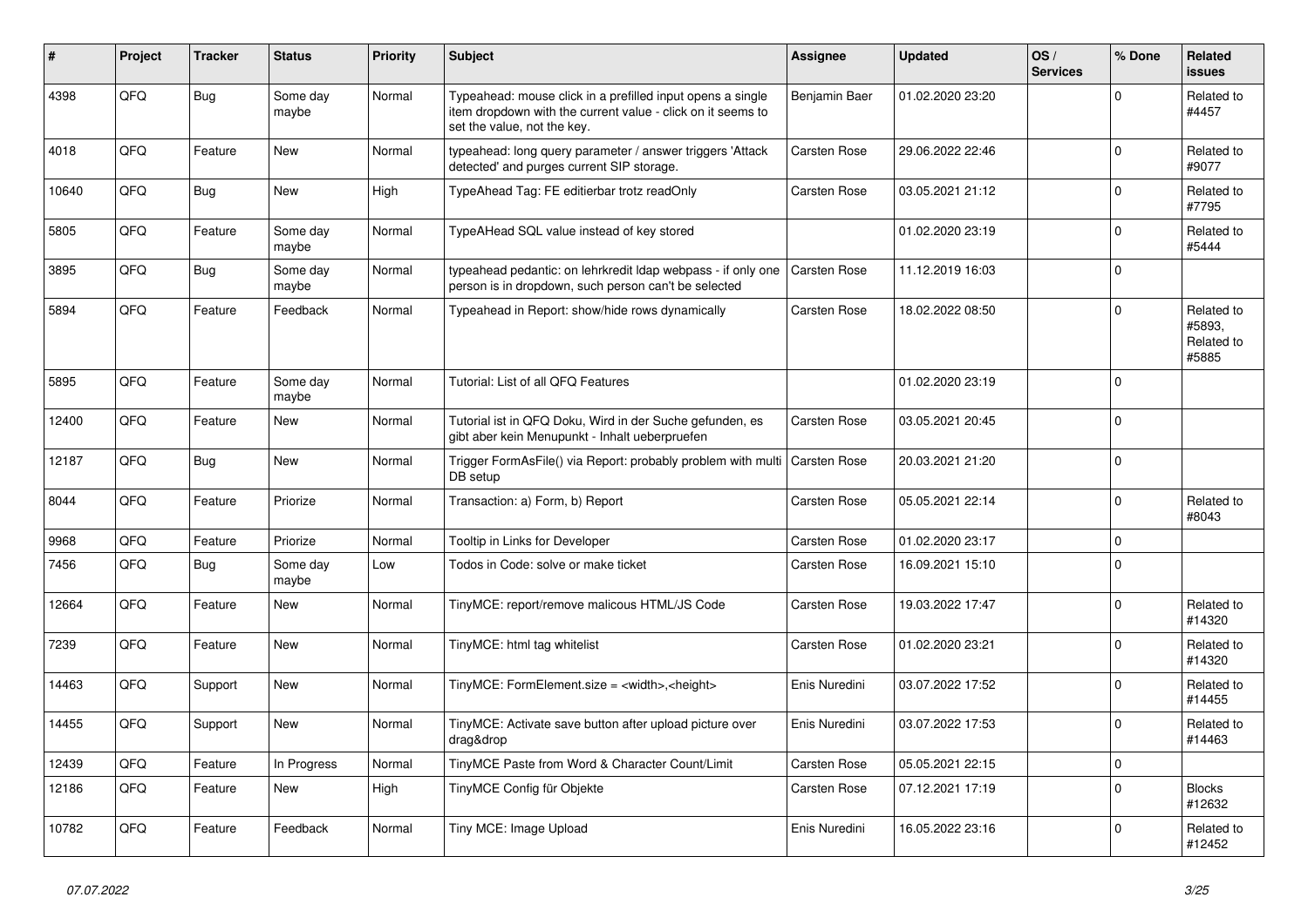| # | Project | Tracker | Status | Priority | Subject | Assignee | Updated | OS / Services | % Done | Related issues |
|---|---|---|---|---|---|---|---|---|---|---|
| 4398 | QFQ | Bug | Some day maybe | Normal | Typeahead: mouse click in a prefilled input opens a single item dropdown with the current value - click on it seems to set the value, not the key. | Benjamin Baer | 01.02.2020 23:20 | | 0 | Related to #4457 |
| 4018 | QFQ | Feature | New | Normal | typeahead: long query parameter / answer triggers 'Attack detected' and purges current SIP storage. | Carsten Rose | 29.06.2022 22:46 | | 0 | Related to #9077 |
| 10640 | QFQ | Bug | New | High | TypeAhead Tag: FE editierbar trotz readOnly | Carsten Rose | 03.05.2021 21:12 | | 0 | Related to #7795 |
| 5805 | QFQ | Feature | Some day maybe | Normal | TypeAHead SQL value instead of key stored | | 01.02.2020 23:19 | | 0 | Related to #5444 |
| 3895 | QFQ | Bug | Some day maybe | Normal | typeahead pedantic: on lehrkredit ldap webpass - if only one person is in dropdown, such person can't be selected | Carsten Rose | 11.12.2019 16:03 | | 0 | |
| 5894 | QFQ | Feature | Feedback | Normal | Typeahead in Report: show/hide rows dynamically | Carsten Rose | 18.02.2022 08:50 | | 0 | Related to #5893, Related to #5885 |
| 5895 | QFQ | Feature | Some day maybe | Normal | Tutorial: List of all QFQ Features | | 01.02.2020 23:19 | | 0 | |
| 12400 | QFQ | Feature | New | Normal | Tutorial ist in QFQ Doku, Wird in der Suche gefunden, es gibt aber kein Menupunkt - Inhalt ueberpruefen | Carsten Rose | 03.05.2021 20:45 | | 0 | |
| 12187 | QFQ | Bug | New | Normal | Trigger FormAsFile() via Report: probably problem with multi DB setup | Carsten Rose | 20.03.2021 21:20 | | 0 | |
| 8044 | QFQ | Feature | Priorize | Normal | Transaction: a) Form, b) Report | Carsten Rose | 05.05.2021 22:14 | | 0 | Related to #8043 |
| 9968 | QFQ | Feature | Priorize | Normal | Tooltip in Links for Developer | Carsten Rose | 01.02.2020 23:17 | | 0 | |
| 7456 | QFQ | Bug | Some day maybe | Low | Todos in Code: solve or make ticket | Carsten Rose | 16.09.2021 15:10 | | 0 | |
| 12664 | QFQ | Feature | New | Normal | TinyMCE: report/remove malicous HTML/JS Code | Carsten Rose | 19.03.2022 17:47 | | 0 | Related to #14320 |
| 7239 | QFQ | Feature | New | Normal | TinyMCE: html tag whitelist | Carsten Rose | 01.02.2020 23:21 | | 0 | Related to #14320 |
| 14463 | QFQ | Support | New | Normal | TinyMCE: FormElement.size = <width>,<height> | Enis Nuredini | 03.07.2022 17:52 | | 0 | Related to #14455 |
| 14455 | QFQ | Support | New | Normal | TinyMCE: Activate save button after upload picture over drag&drop | Enis Nuredini | 03.07.2022 17:53 | | 0 | Related to #14463 |
| 12439 | QFQ | Feature | In Progress | Normal | TinyMCE Paste from Word & Character Count/Limit | Carsten Rose | 05.05.2021 22:15 | | 0 | |
| 12186 | QFQ | Feature | New | High | TinyMCE Config für Objekte | Carsten Rose | 07.12.2021 17:19 | | 0 | Blocks #12632 |
| 10782 | QFQ | Feature | Feedback | Normal | Tiny MCE: Image Upload | Enis Nuredini | 16.05.2022 23:16 | | 0 | Related to #12452 |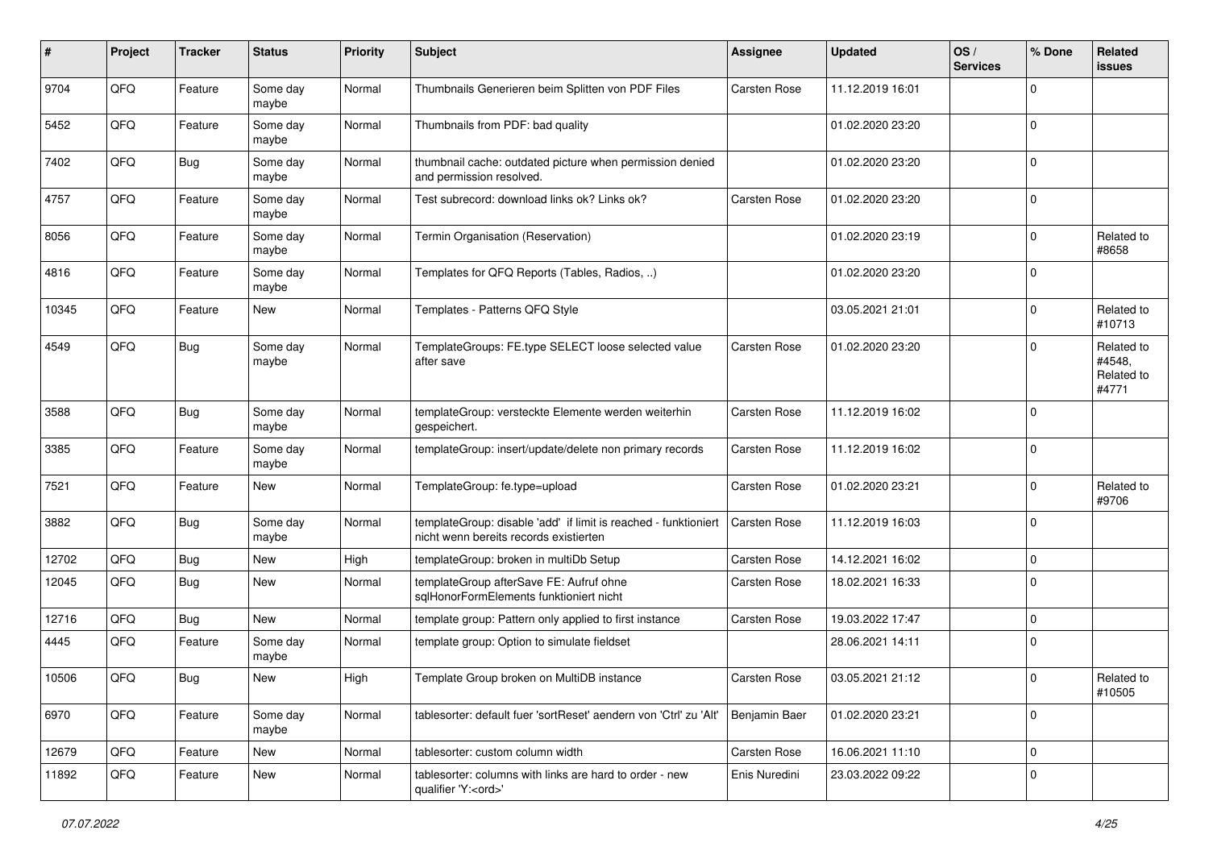| # | Project | Tracker | Status | Priority | Subject | Assignee | Updated | OS / Services | % Done | Related issues |
|---|---|---|---|---|---|---|---|---|---|---|
| 9704 | QFQ | Feature | Some day maybe | Normal | Thumbnails Generieren beim Splitten von PDF Files | Carsten Rose | 11.12.2019 16:01 | | 0 | |
| 5452 | QFQ | Feature | Some day maybe | Normal | Thumbnails from PDF: bad quality | | 01.02.2020 23:20 | | 0 | |
| 7402 | QFQ | Bug | Some day maybe | Normal | thumbnail cache: outdated picture when permission denied and permission resolved. | | 01.02.2020 23:20 | | 0 | |
| 4757 | QFQ | Feature | Some day maybe | Normal | Test subrecord: download links ok? Links ok? | Carsten Rose | 01.02.2020 23:20 | | 0 | |
| 8056 | QFQ | Feature | Some day maybe | Normal | Termin Organisation (Reservation) | | 01.02.2020 23:19 | | 0 | Related to #8658 |
| 4816 | QFQ | Feature | Some day maybe | Normal | Templates for QFQ Reports (Tables, Radios, ..) | | 01.02.2020 23:20 | | 0 | |
| 10345 | QFQ | Feature | New | Normal | Templates - Patterns QFQ Style | | 03.05.2021 21:01 | | 0 | Related to #10713 |
| 4549 | QFQ | Bug | Some day maybe | Normal | TemplateGroups: FE.type SELECT loose selected value after save | Carsten Rose | 01.02.2020 23:20 | | 0 | Related to #4548, Related to #4771 |
| 3588 | QFQ | Bug | Some day maybe | Normal | templateGroup: versteckte Elemente werden weiterhin gespeichert. | Carsten Rose | 11.12.2019 16:02 | | 0 | |
| 3385 | QFQ | Feature | Some day maybe | Normal | templateGroup: insert/update/delete non primary records | Carsten Rose | 11.12.2019 16:02 | | 0 | |
| 7521 | QFQ | Feature | New | Normal | TemplateGroup: fe.type=upload | Carsten Rose | 01.02.2020 23:21 | | 0 | Related to #9706 |
| 3882 | QFQ | Bug | Some day maybe | Normal | templateGroup: disable 'add' if limit is reached - funktioniert nicht wenn bereits records existierten | Carsten Rose | 11.12.2019 16:03 | | 0 | |
| 12702 | QFQ | Bug | New | High | templateGroup: broken in multiDb Setup | Carsten Rose | 14.12.2021 16:02 | | 0 | |
| 12045 | QFQ | Bug | New | Normal | templateGroup afterSave FE: Aufruf ohne sqlHonorFormElements funktioniert nicht | Carsten Rose | 18.02.2021 16:33 | | 0 | |
| 12716 | QFQ | Bug | New | Normal | template group: Pattern only applied to first instance | Carsten Rose | 19.03.2022 17:47 | | 0 | |
| 4445 | QFQ | Feature | Some day maybe | Normal | template group: Option to simulate fieldset | | 28.06.2021 14:11 | | 0 | |
| 10506 | QFQ | Bug | New | High | Template Group broken on MultiDB instance | Carsten Rose | 03.05.2021 21:12 | | 0 | Related to #10505 |
| 6970 | QFQ | Feature | Some day maybe | Normal | tablesorter: default fuer 'sortReset' aendern von 'Ctrl' zu 'Alt' | Benjamin Baer | 01.02.2020 23:21 | | 0 | |
| 12679 | QFQ | Feature | New | Normal | tablesorter: custom column width | Carsten Rose | 16.06.2021 11:10 | | 0 | |
| 11892 | QFQ | Feature | New | Normal | tablesorter: columns with links are hard to order - new qualifier 'Y:<ord>' | Enis Nuredini | 23.03.2022 09:22 | | 0 | |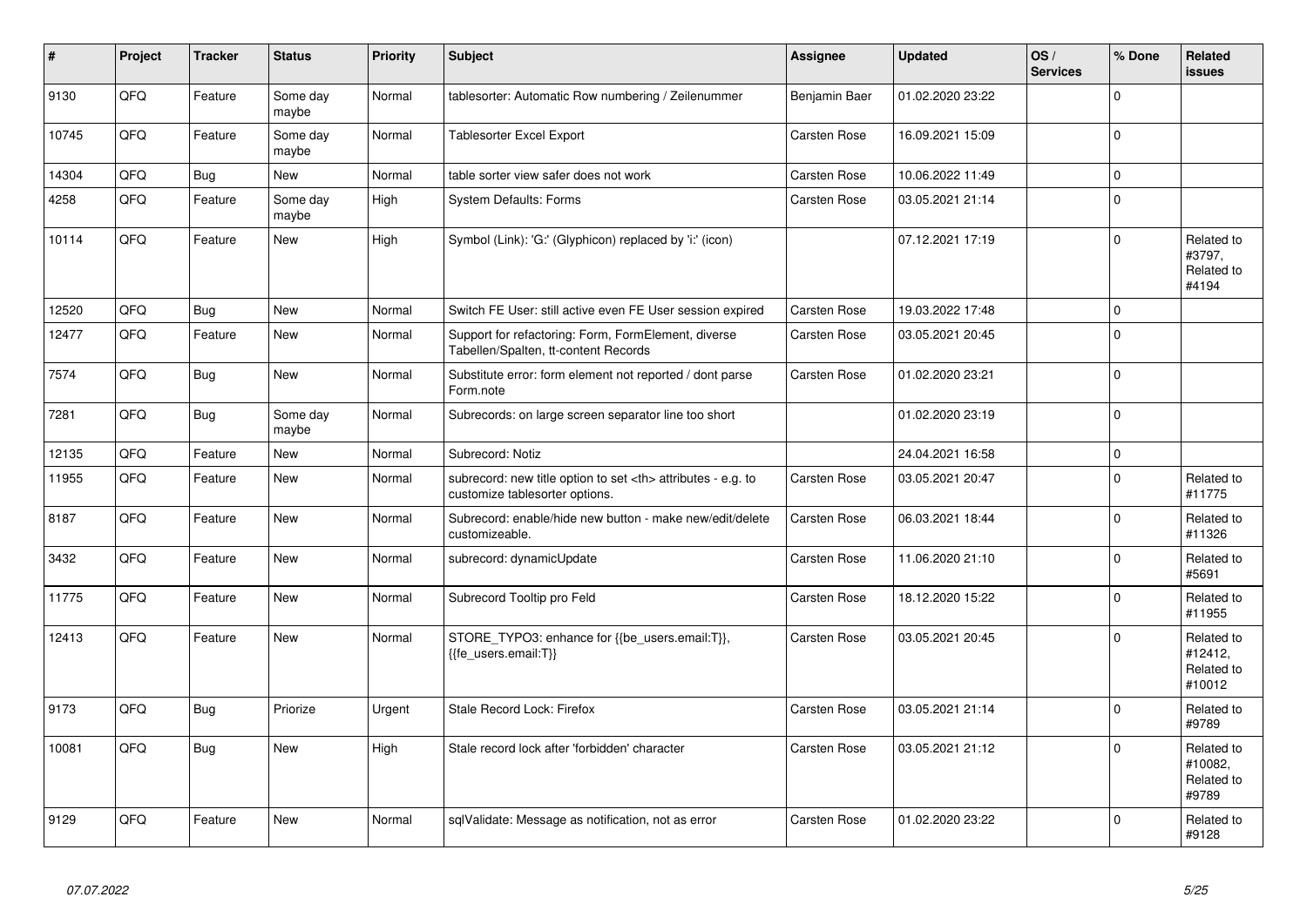| # | Project | Tracker | Status | Priority | Subject | Assignee | Updated | OS / Services | % Done | Related issues |
|---|---|---|---|---|---|---|---|---|---|---|
| 9130 | QFQ | Feature | Some day maybe | Normal | tablesorter: Automatic Row numbering / Zeilenummer | Benjamin Baer | 01.02.2020 23:22 | | 0 | |
| 10745 | QFQ | Feature | Some day maybe | Normal | Tablesorter Excel Export | Carsten Rose | 16.09.2021 15:09 | | 0 | |
| 14304 | QFQ | Bug | New | Normal | table sorter view safer does not work | Carsten Rose | 10.06.2022 11:49 | | 0 | |
| 4258 | QFQ | Feature | Some day maybe | High | System Defaults: Forms | Carsten Rose | 03.05.2021 21:14 | | 0 | |
| 10114 | QFQ | Feature | New | High | Symbol (Link): 'G:' (Glyphicon) replaced by 'i:' (icon) | | 07.12.2021 17:19 | | 0 | Related to #3797, Related to #4194 |
| 12520 | QFQ | Bug | New | Normal | Switch FE User: still active even FE User session expired | Carsten Rose | 19.03.2022 17:48 | | 0 | |
| 12477 | QFQ | Feature | New | Normal | Support for refactoring: Form, FormElement, diverse Tabellen/Spalten, tt-content Records | Carsten Rose | 03.05.2021 20:45 | | 0 | |
| 7574 | QFQ | Bug | New | Normal | Substitute error: form element not reported / dont parse Form.note | Carsten Rose | 01.02.2020 23:21 | | 0 | |
| 7281 | QFQ | Bug | Some day maybe | Normal | Subrecords: on large screen separator line too short | | 01.02.2020 23:19 | | 0 | |
| 12135 | QFQ | Feature | New | Normal | Subrecord: Notiz | | 24.04.2021 16:58 | | 0 | |
| 11955 | QFQ | Feature | New | Normal | subrecord: new title option to set <th> attributes - e.g. to customize tablesorter options. | Carsten Rose | 03.05.2021 20:47 | | 0 | Related to #11775 |
| 8187 | QFQ | Feature | New | Normal | Subrecord: enable/hide new button - make new/edit/delete customizeable. | Carsten Rose | 06.03.2021 18:44 | | 0 | Related to #11326 |
| 3432 | QFQ | Feature | New | Normal | subrecord: dynamicUpdate | Carsten Rose | 11.06.2020 21:10 | | 0 | Related to #5691 |
| 11775 | QFQ | Feature | New | Normal | Subrecord Tooltip pro Feld | Carsten Rose | 18.12.2020 15:22 | | 0 | Related to #11955 |
| 12413 | QFQ | Feature | New | Normal | STORE_TYPO3: enhance for {{be_users.email:T}}, {{fe_users.email:T}} | Carsten Rose | 03.05.2021 20:45 | | 0 | Related to #12412, Related to #10012 |
| 9173 | QFQ | Bug | Priorize | Urgent | Stale Record Lock: Firefox | Carsten Rose | 03.05.2021 21:14 | | 0 | Related to #9789 |
| 10081 | QFQ | Bug | New | High | Stale record lock after 'forbidden' character | Carsten Rose | 03.05.2021 21:12 | | 0 | Related to #10082, Related to #9789 |
| 9129 | QFQ | Feature | New | Normal | sqlValidate: Message as notification, not as error | Carsten Rose | 01.02.2020 23:22 | | 0 | Related to #9128 |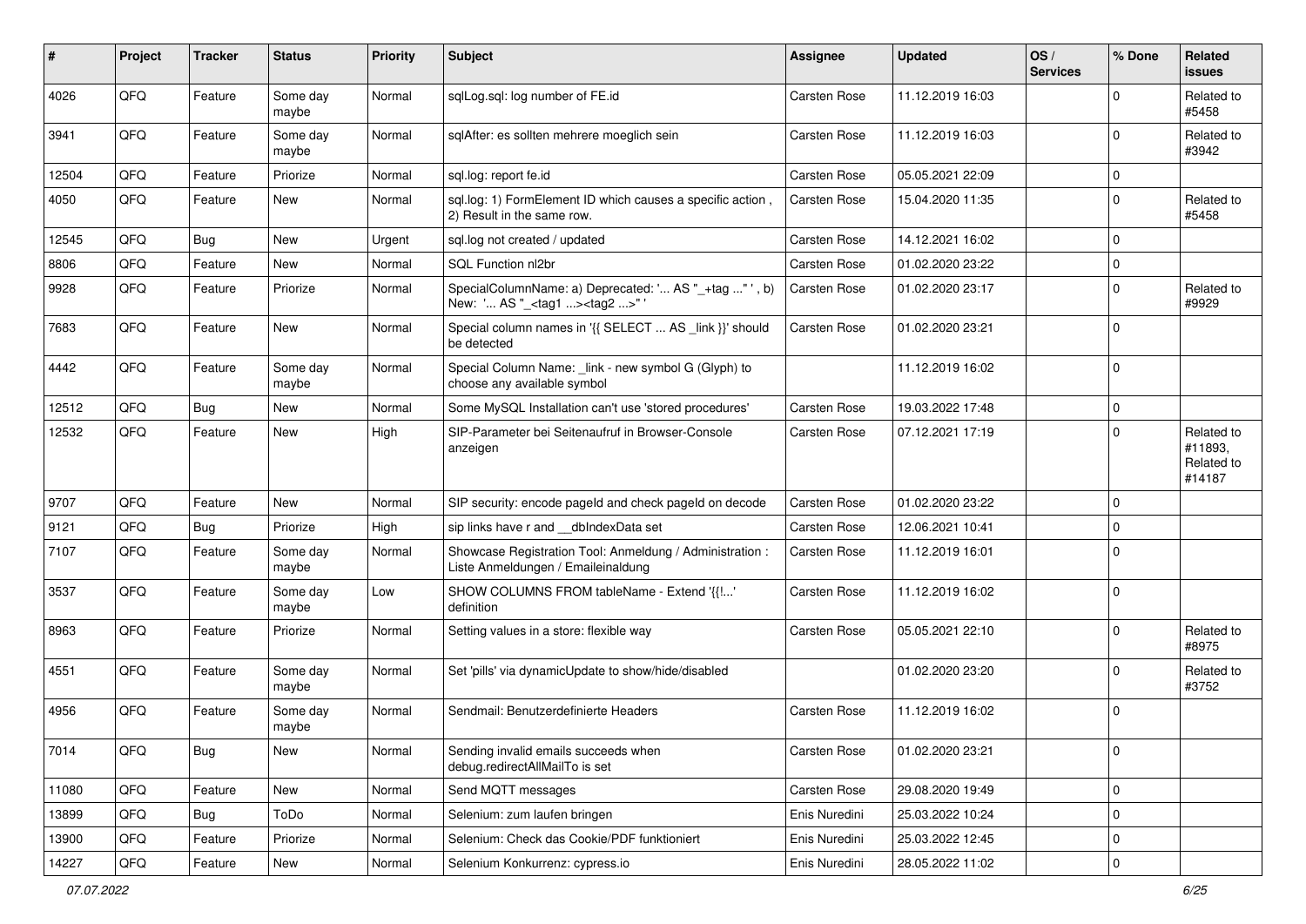| # | Project | Tracker | Status | Priority | Subject | Assignee | Updated | OS / Services | % Done | Related issues |
|---|---|---|---|---|---|---|---|---|---|---|
| 4026 | QFQ | Feature | Some day maybe | Normal | sqlLog.sql: log number of FE.id | Carsten Rose | 11.12.2019 16:03 | | 0 | Related to #5458 |
| 3941 | QFQ | Feature | Some day maybe | Normal | sqlAfter: es sollten mehrere moeglich sein | Carsten Rose | 11.12.2019 16:03 | | 0 | Related to #3942 |
| 12504 | QFQ | Feature | Priorize | Normal | sql.log: report fe.id | Carsten Rose | 05.05.2021 22:09 | | 0 | |
| 4050 | QFQ | Feature | New | Normal | sql.log: 1) FormElement ID which causes a specific action , 2) Result in the same row. | Carsten Rose | 15.04.2020 11:35 | | 0 | Related to #5458 |
| 12545 | QFQ | Bug | New | Urgent | sql.log not created / updated | Carsten Rose | 14.12.2021 16:02 | | 0 | |
| 8806 | QFQ | Feature | New | Normal | SQL Function nl2br | Carsten Rose | 01.02.2020 23:22 | | 0 | |
| 9928 | QFQ | Feature | Priorize | Normal | SpecialColumnName: a) Deprecated: '... AS "_+tag ..." ', b) New: '... AS "_<tag1 ...><tag2 ...>" ' | Carsten Rose | 01.02.2020 23:17 | | 0 | Related to #9929 |
| 7683 | QFQ | Feature | New | Normal | Special column names in '{{ SELECT ... AS _link }}' should be detected | Carsten Rose | 01.02.2020 23:21 | | 0 | |
| 4442 | QFQ | Feature | Some day maybe | Normal | Special Column Name: _link - new symbol G (Glyph) to choose any available symbol | | 11.12.2019 16:02 | | 0 | |
| 12512 | QFQ | Bug | New | Normal | Some MySQL Installation can't use 'stored procedures' | Carsten Rose | 19.03.2022 17:48 | | 0 | |
| 12532 | QFQ | Feature | New | High | SIP-Parameter bei Seitenaufruf in Browser-Console anzeigen | Carsten Rose | 07.12.2021 17:19 | | 0 | Related to #11893, Related to #14187 |
| 9707 | QFQ | Feature | New | Normal | SIP security: encode pageId and check pageId on decode | Carsten Rose | 01.02.2020 23:22 | | 0 | |
| 9121 | QFQ | Bug | Priorize | High | sip links have r and __dbIndexData set | Carsten Rose | 12.06.2021 10:41 | | 0 | |
| 7107 | QFQ | Feature | Some day maybe | Normal | Showcase Registration Tool: Anmeldung / Administration : Liste Anmeldungen / Emaileinaldung | Carsten Rose | 11.12.2019 16:01 | | 0 | |
| 3537 | QFQ | Feature | Some day maybe | Low | SHOW COLUMNS FROM tableName - Extend '{{!...' definition | Carsten Rose | 11.12.2019 16:02 | | 0 | |
| 8963 | QFQ | Feature | Priorize | Normal | Setting values in a store: flexible way | Carsten Rose | 05.05.2021 22:10 | | 0 | Related to #8975 |
| 4551 | QFQ | Feature | Some day maybe | Normal | Set 'pills' via dynamicUpdate to show/hide/disabled | | 01.02.2020 23:20 | | 0 | Related to #3752 |
| 4956 | QFQ | Feature | Some day maybe | Normal | Sendmail: Benutzerdefinierte Headers | Carsten Rose | 11.12.2019 16:02 | | 0 | |
| 7014 | QFQ | Bug | New | Normal | Sending invalid emails succeeds when debug.redirectAllMailTo is set | Carsten Rose | 01.02.2020 23:21 | | 0 | |
| 11080 | QFQ | Feature | New | Normal | Send MQTT messages | Carsten Rose | 29.08.2020 19:49 | | 0 | |
| 13899 | QFQ | Bug | ToDo | Normal | Selenium: zum laufen bringen | Enis Nuredini | 25.03.2022 10:24 | | 0 | |
| 13900 | QFQ | Feature | Priorize | Normal | Selenium: Check das Cookie/PDF funktioniert | Enis Nuredini | 25.03.2022 12:45 | | 0 | |
| 14227 | QFQ | Feature | New | Normal | Selenium Konkurrenz: cypress.io | Enis Nuredini | 28.05.2022 11:02 | | 0 | |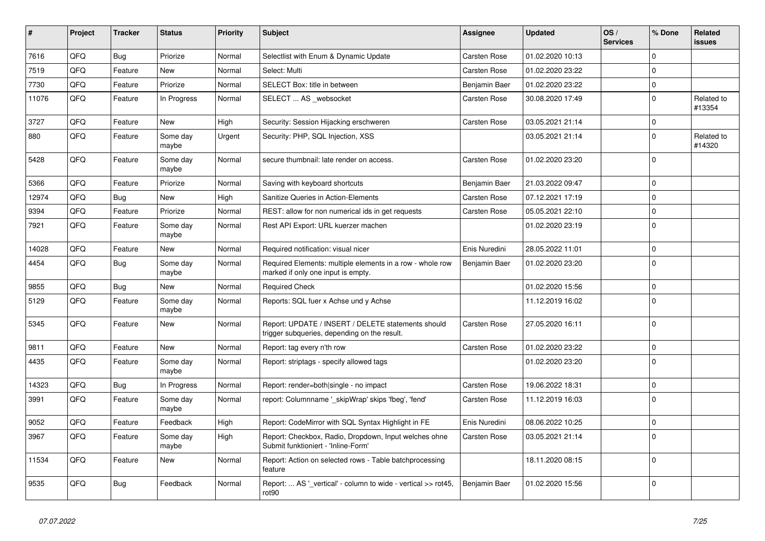| # | Project | Tracker | Status | Priority | Subject | Assignee | Updated | OS / Services | % Done | Related issues |
|---|---|---|---|---|---|---|---|---|---|---|
| 7616 | QFQ | Bug | Priorize | Normal | Selectlist with Enum & Dynamic Update | Carsten Rose | 01.02.2020 10:13 | | 0 | |
| 7519 | QFQ | Feature | New | Normal | Select: Multi | Carsten Rose | 01.02.2020 23:22 | | 0 | |
| 7730 | QFQ | Feature | Priorize | Normal | SELECT Box: title in between | Benjamin Baer | 01.02.2020 23:22 | | 0 | |
| 11076 | QFQ | Feature | In Progress | Normal | SELECT ... AS _websocket | Carsten Rose | 30.08.2020 17:49 | | 0 | Related to #13354 |
| 3727 | QFQ | Feature | New | High | Security: Session Hijacking erschweren | Carsten Rose | 03.05.2021 21:14 | | 0 | |
| 880 | QFQ | Feature | Some day maybe | Urgent | Security: PHP, SQL Injection, XSS | | 03.05.2021 21:14 | | 0 | Related to #14320 |
| 5428 | QFQ | Feature | Some day maybe | Normal | secure thumbnail: late render on access. | Carsten Rose | 01.02.2020 23:20 | | 0 | |
| 5366 | QFQ | Feature | Priorize | Normal | Saving with keyboard shortcuts | Benjamin Baer | 21.03.2022 09:47 | | 0 | |
| 12974 | QFQ | Bug | New | High | Sanitize Queries in Action-Elements | Carsten Rose | 07.12.2021 17:19 | | 0 | |
| 9394 | QFQ | Feature | Priorize | Normal | REST: allow for non numerical ids in get requests | Carsten Rose | 05.05.2021 22:10 | | 0 | |
| 7921 | QFQ | Feature | Some day maybe | Normal | Rest API Export: URL kuerzer machen | | 01.02.2020 23:19 | | 0 | |
| 14028 | QFQ | Feature | New | Normal | Required notification: visual nicer | Enis Nuredini | 28.05.2022 11:01 | | 0 | |
| 4454 | QFQ | Bug | Some day maybe | Normal | Required Elements: multiple elements in a row - whole row marked if only one input is empty. | Benjamin Baer | 01.02.2020 23:20 | | 0 | |
| 9855 | QFQ | Bug | New | Normal | Required Check | | 01.02.2020 15:56 | | 0 | |
| 5129 | QFQ | Feature | Some day maybe | Normal | Reports: SQL fuer x Achse und y Achse | | 11.12.2019 16:02 | | 0 | |
| 5345 | QFQ | Feature | New | Normal | Report: UPDATE / INSERT / DELETE statements should trigger subqueries, depending on the result. | Carsten Rose | 27.05.2020 16:11 | | 0 | |
| 9811 | QFQ | Feature | New | Normal | Report: tag every n'th row | Carsten Rose | 01.02.2020 23:22 | | 0 | |
| 4435 | QFQ | Feature | Some day maybe | Normal | Report: striptags - specify allowed tags | | 01.02.2020 23:20 | | 0 | |
| 14323 | QFQ | Bug | In Progress | Normal | Report: render=both\|single - no impact | Carsten Rose | 19.06.2022 18:31 | | 0 | |
| 3991 | QFQ | Feature | Some day maybe | Normal | report: Columnname '_skipWrap' skips 'fbeg', 'fend' | Carsten Rose | 11.12.2019 16:03 | | 0 | |
| 9052 | QFQ | Feature | Feedback | High | Report: CodeMirror with SQL Syntax Highlight in FE | Enis Nuredini | 08.06.2022 10:25 | | 0 | |
| 3967 | QFQ | Feature | Some day maybe | High | Report: Checkbox, Radio, Dropdown, Input welches ohne Submit funktioniert - 'Inline-Form' | Carsten Rose | 03.05.2021 21:14 | | 0 | |
| 11534 | QFQ | Feature | New | Normal | Report: Action on selected rows - Table batchprocessing feature | | 18.11.2020 08:15 | | 0 | |
| 9535 | QFQ | Bug | Feedback | Normal | Report: ... AS '_vertical' - column to wide - vertical >> rot45, rot90 | Benjamin Baer | 01.02.2020 15:56 | | 0 | |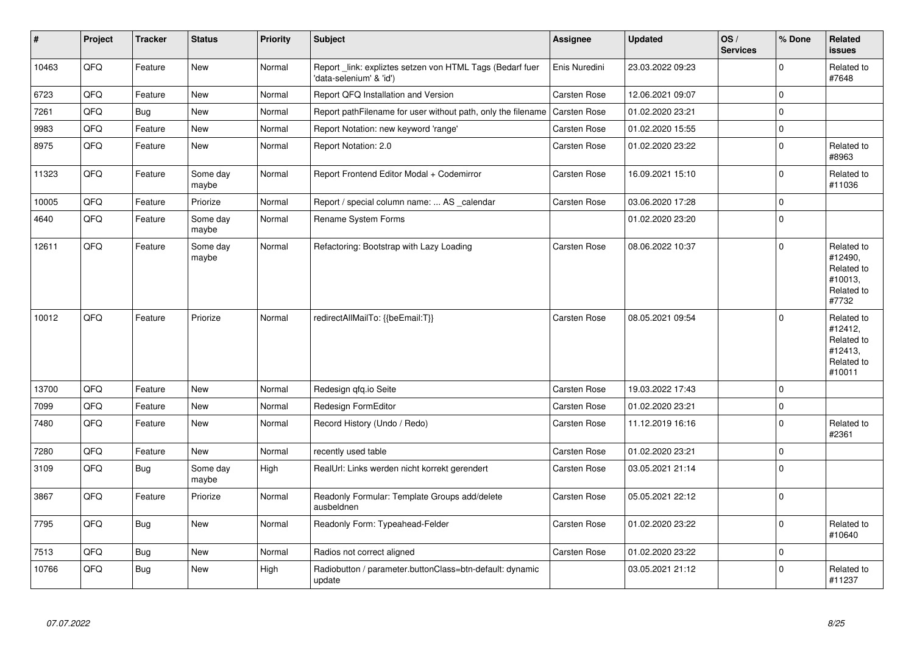| # | Project | Tracker | Status | Priority | Subject | Assignee | Updated | OS / Services | % Done | Related issues |
|---|---|---|---|---|---|---|---|---|---|---|
| 10463 | QFQ | Feature | New | Normal | Report _link: expliztes setzen von HTML Tags (Bedarf fuer 'data-selenium' & 'id') | Enis Nuredini | 23.03.2022 09:23 | | 0 | Related to #7648 |
| 6723 | QFQ | Feature | New | Normal | Report QFQ Installation and Version | Carsten Rose | 12.06.2021 09:07 | | 0 | |
| 7261 | QFQ | Bug | New | Normal | Report pathFilename for user without path, only the filename | Carsten Rose | 01.02.2020 23:21 | | 0 | |
| 9983 | QFQ | Feature | New | Normal | Report Notation: new keyword 'range' | Carsten Rose | 01.02.2020 15:55 | | 0 | |
| 8975 | QFQ | Feature | New | Normal | Report Notation: 2.0 | Carsten Rose | 01.02.2020 23:22 | | 0 | Related to #8963 |
| 11323 | QFQ | Feature | Some day maybe | Normal | Report Frontend Editor Modal + Codemirror | Carsten Rose | 16.09.2021 15:10 | | 0 | Related to #11036 |
| 10005 | QFQ | Feature | Priorize | Normal | Report / special column name: ... AS _calendar | Carsten Rose | 03.06.2020 17:28 | | 0 | |
| 4640 | QFQ | Feature | Some day maybe | Normal | Rename System Forms | | 01.02.2020 23:20 | | 0 | |
| 12611 | QFQ | Feature | Some day maybe | Normal | Refactoring: Bootstrap with Lazy Loading | Carsten Rose | 08.06.2022 10:37 | | 0 | Related to #12490, Related to #10013, Related to #7732 |
| 10012 | QFQ | Feature | Priorize | Normal | redirectAllMailTo: {{beEmail:T}} | Carsten Rose | 08.05.2021 09:54 | | 0 | Related to #12412, Related to #12413, Related to #10011 |
| 13700 | QFQ | Feature | New | Normal | Redesign qfq.io Seite | Carsten Rose | 19.03.2022 17:43 | | 0 | |
| 7099 | QFQ | Feature | New | Normal | Redesign FormEditor | Carsten Rose | 01.02.2020 23:21 | | 0 | |
| 7480 | QFQ | Feature | New | Normal | Record History (Undo / Redo) | Carsten Rose | 11.12.2019 16:16 | | 0 | Related to #2361 |
| 7280 | QFQ | Feature | New | Normal | recently used table | Carsten Rose | 01.02.2020 23:21 | | 0 | |
| 3109 | QFQ | Bug | Some day maybe | High | RealUrl: Links werden nicht korrekt gerendert | Carsten Rose | 03.05.2021 21:14 | | 0 | |
| 3867 | QFQ | Feature | Priorize | Normal | Readonly Formular: Template Groups add/delete ausbeldnen | Carsten Rose | 05.05.2021 22:12 | | 0 | |
| 7795 | QFQ | Bug | New | Normal | Readonly Form: Typeahead-Felder | Carsten Rose | 01.02.2020 23:22 | | 0 | Related to #10640 |
| 7513 | QFQ | Bug | New | Normal | Radios not correct aligned | Carsten Rose | 01.02.2020 23:22 | | 0 | |
| 10766 | QFQ | Bug | New | High | Radiobutton / parameter.buttonClass=btn-default: dynamic update | | 03.05.2021 21:12 | | 0 | Related to #11237 |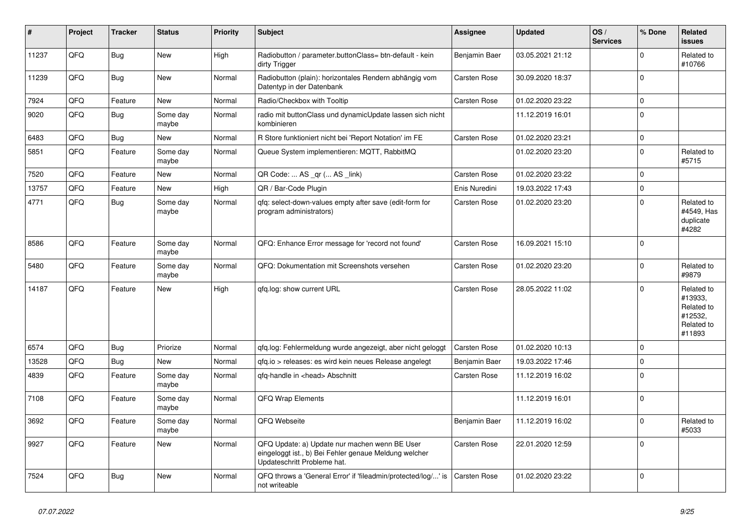| # | Project | Tracker | Status | Priority | Subject | Assignee | Updated | OS / Services | % Done | Related issues |
|---|---|---|---|---|---|---|---|---|---|---|
| 11237 | QFQ | Bug | New | High | Radiobutton / parameter.buttonClass= btn-default - kein dirty Trigger | Benjamin Baer | 03.05.2021 21:12 | | 0 | Related to #10766 |
| 11239 | QFQ | Bug | New | Normal | Radiobutton (plain): horizontales Rendern abhängig vom Datentyp in der Datenbank | Carsten Rose | 30.09.2020 18:37 | | 0 | |
| 7924 | QFQ | Feature | New | Normal | Radio/Checkbox with Tooltip | Carsten Rose | 01.02.2020 23:22 | | 0 | |
| 9020 | QFQ | Bug | Some day maybe | Normal | radio mit buttonClass und dynamicUpdate lassen sich nicht kombinieren | | 11.12.2019 16:01 | | 0 | |
| 6483 | QFQ | Bug | New | Normal | R Store funktioniert nicht bei 'Report Notation' im FE | Carsten Rose | 01.02.2020 23:21 | | 0 | |
| 5851 | QFQ | Feature | Some day maybe | Normal | Queue System implementieren: MQTT, RabbitMQ | | 01.02.2020 23:20 | | 0 | Related to #5715 |
| 7520 | QFQ | Feature | New | Normal | QR Code: ... AS _qr ( ... AS _link) | Carsten Rose | 01.02.2020 23:22 | | 0 | |
| 13757 | QFQ | Feature | New | High | QR / Bar-Code Plugin | Enis Nuredini | 19.03.2022 17:43 | | 0 | |
| 4771 | QFQ | Bug | Some day maybe | Normal | qfq: select-down-values empty after save (edit-form for program administrators) | Carsten Rose | 01.02.2020 23:20 | | 0 | Related to #4549, Has duplicate #4282 |
| 8586 | QFQ | Feature | Some day maybe | Normal | QFQ: Enhance Error message for 'record not found' | Carsten Rose | 16.09.2021 15:10 | | 0 | |
| 5480 | QFQ | Feature | Some day maybe | Normal | QFQ: Dokumentation mit Screenshots versehen | Carsten Rose | 01.02.2020 23:20 | | 0 | Related to #9879 |
| 14187 | QFQ | Feature | New | High | qfq.log: show current URL | Carsten Rose | 28.05.2022 11:02 | | 0 | Related to #13933, Related to #12532, Related to #11893 |
| 6574 | QFQ | Bug | Priorize | Normal | qfq.log: Fehlermeldung wurde angezeigt, aber nicht geloggt | Carsten Rose | 01.02.2020 10:13 | | 0 | |
| 13528 | QFQ | Bug | New | Normal | qfq.io > releases: es wird kein neues Release angelegt | Benjamin Baer | 19.03.2022 17:46 | | 0 | |
| 4839 | QFQ | Feature | Some day maybe | Normal | qfq-handle in <head> Abschnitt | Carsten Rose | 11.12.2019 16:02 | | 0 | |
| 7108 | QFQ | Feature | Some day maybe | Normal | QFQ Wrap Elements | | 11.12.2019 16:01 | | 0 | |
| 3692 | QFQ | Feature | Some day maybe | Normal | QFQ Webseite | Benjamin Baer | 11.12.2019 16:02 | | 0 | Related to #5033 |
| 9927 | QFQ | Feature | New | Normal | QFQ Update: a) Update nur machen wenn BE User eingeloggt ist., b) Bei Fehler genaue Meldung welcher Updateschritt Probleme hat. | Carsten Rose | 22.01.2020 12:59 | | 0 | |
| 7524 | QFQ | Bug | New | Normal | QFQ throws a 'General Error' if 'fileadmin/protected/log/...' is not writeable | Carsten Rose | 01.02.2020 23:22 | | 0 | |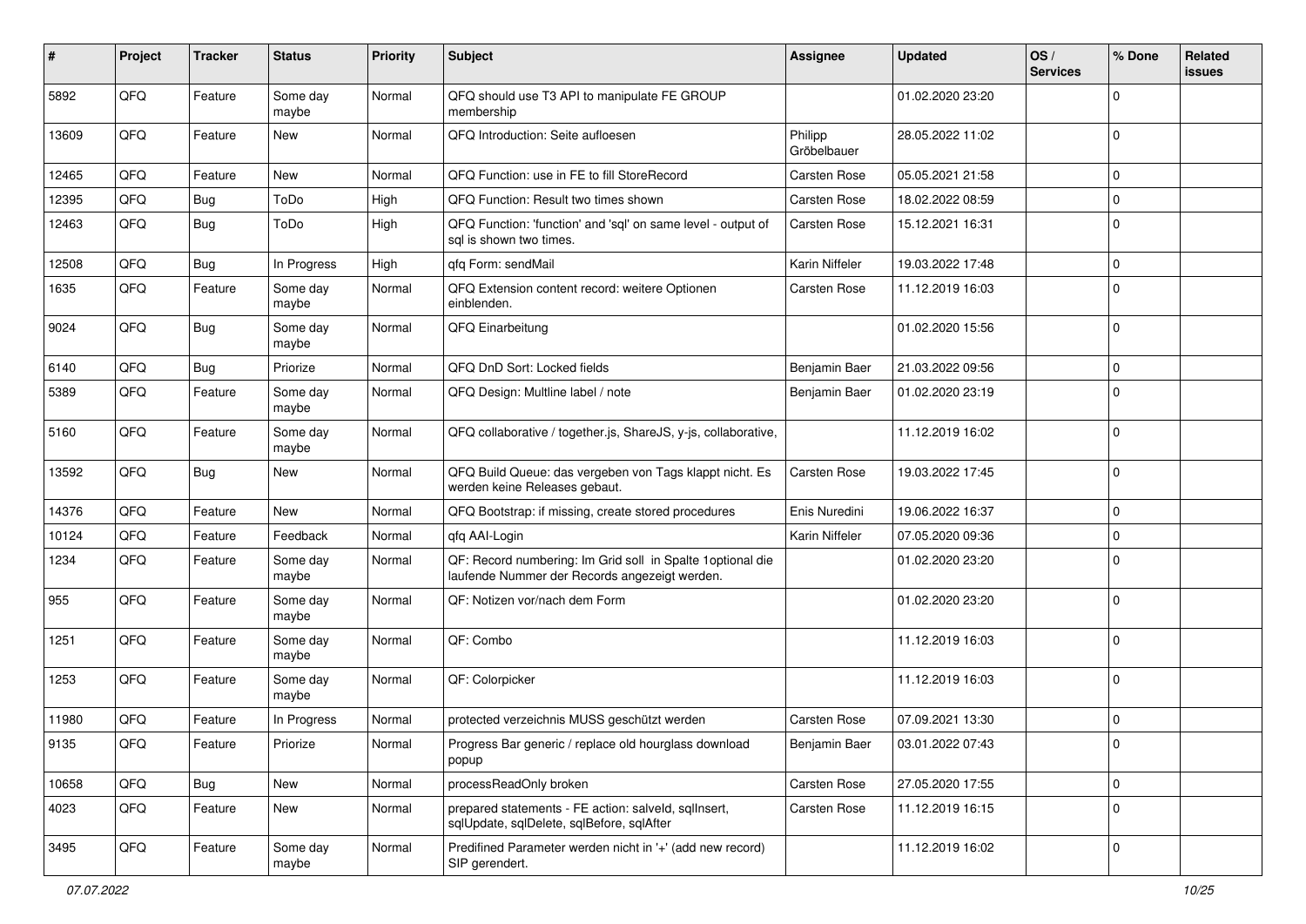| # | Project | Tracker | Status | Priority | Subject | Assignee | Updated | OS / Services | % Done | Related issues |
|---|---|---|---|---|---|---|---|---|---|---|
| 5892 | QFQ | Feature | Some day maybe | Normal | QFQ should use T3 API to manipulate FE GROUP membership | | 01.02.2020 23:20 | | 0 | |
| 13609 | QFQ | Feature | New | Normal | QFQ Introduction: Seite aufloesen | Philipp Gröbelbauer | 28.05.2022 11:02 | | 0 | |
| 12465 | QFQ | Feature | New | Normal | QFQ Function: use in FE to fill StoreRecord | Carsten Rose | 05.05.2021 21:58 | | 0 | |
| 12395 | QFQ | Bug | ToDo | High | QFQ Function: Result two times shown | Carsten Rose | 18.02.2022 08:59 | | 0 | |
| 12463 | QFQ | Bug | ToDo | High | QFQ Function: 'function' and 'sql' on same level - output of sql is shown two times. | Carsten Rose | 15.12.2021 16:31 | | 0 | |
| 12508 | QFQ | Bug | In Progress | High | qfq Form: sendMail | Karin Niffeler | 19.03.2022 17:48 | | 0 | |
| 1635 | QFQ | Feature | Some day maybe | Normal | QFQ Extension content record: weitere Optionen einblenden. | Carsten Rose | 11.12.2019 16:03 | | 0 | |
| 9024 | QFQ | Bug | Some day maybe | Normal | QFQ Einarbeitung | | 01.02.2020 15:56 | | 0 | |
| 6140 | QFQ | Bug | Priorize | Normal | QFQ DnD Sort: Locked fields | Benjamin Baer | 21.03.2022 09:56 | | 0 | |
| 5389 | QFQ | Feature | Some day maybe | Normal | QFQ Design: Multline label / note | Benjamin Baer | 01.02.2020 23:19 | | 0 | |
| 5160 | QFQ | Feature | Some day maybe | Normal | QFQ collaborative / together.js, ShareJS, y-js, collaborative, | | 11.12.2019 16:02 | | 0 | |
| 13592 | QFQ | Bug | New | Normal | QFQ Build Queue: das vergeben von Tags klappt nicht. Es werden keine Releases gebaut. | Carsten Rose | 19.03.2022 17:45 | | 0 | |
| 14376 | QFQ | Feature | New | Normal | QFQ Bootstrap: if missing, create stored procedures | Enis Nuredini | 19.06.2022 16:37 | | 0 | |
| 10124 | QFQ | Feature | Feedback | Normal | qfq AAI-Login | Karin Niffeler | 07.05.2020 09:36 | | 0 | |
| 1234 | QFQ | Feature | Some day maybe | Normal | QF: Record numbering: Im Grid soll in Spalte 1optional die laufende Nummer der Records angezeigt werden. | | 01.02.2020 23:20 | | 0 | |
| 955 | QFQ | Feature | Some day maybe | Normal | QF: Notizen vor/nach dem Form | | 01.02.2020 23:20 | | 0 | |
| 1251 | QFQ | Feature | Some day maybe | Normal | QF: Combo | | 11.12.2019 16:03 | | 0 | |
| 1253 | QFQ | Feature | Some day maybe | Normal | QF: Colorpicker | | 11.12.2019 16:03 | | 0 | |
| 11980 | QFQ | Feature | In Progress | Normal | protected verzeichnis MUSS geschützt werden | Carsten Rose | 07.09.2021 13:30 | | 0 | |
| 9135 | QFQ | Feature | Priorize | Normal | Progress Bar generic / replace old hourglass download popup | Benjamin Baer | 03.01.2022 07:43 | | 0 | |
| 10658 | QFQ | Bug | New | Normal | processReadOnly broken | Carsten Rose | 27.05.2020 17:55 | | 0 | |
| 4023 | QFQ | Feature | New | Normal | prepared statements - FE action: salveId, sqlInsert, sqlUpdate, sqlDelete, sqlBefore, sqlAfter | Carsten Rose | 11.12.2019 16:15 | | 0 | |
| 3495 | QFQ | Feature | Some day maybe | Normal | Predifined Parameter werden nicht in '+' (add new record) SIP gerendert. | | 11.12.2019 16:02 | | 0 | |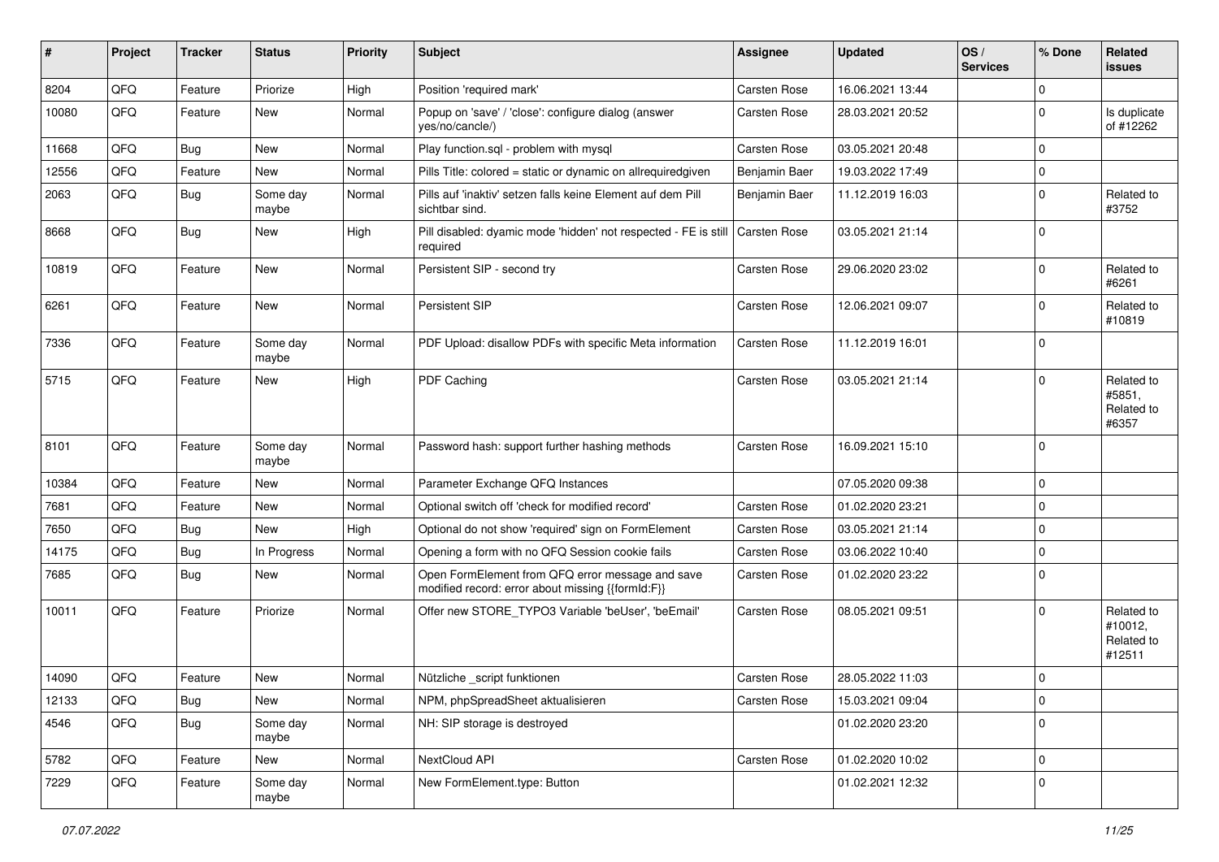| # | Project | Tracker | Status | Priority | Subject | Assignee | Updated | OS / Services | % Done | Related issues |
|---|---|---|---|---|---|---|---|---|---|---|
| 8204 | QFQ | Feature | Priorize | High | Position 'required mark' | Carsten Rose | 16.06.2021 13:44 | | 0 | |
| 10080 | QFQ | Feature | New | Normal | Popup on 'save' / 'close': configure dialog (answer yes/no/cancle/) | Carsten Rose | 28.03.2021 20:52 | | 0 | Is duplicate of #12262 |
| 11668 | QFQ | Bug | New | Normal | Play function.sql - problem with mysql | Carsten Rose | 03.05.2021 20:48 | | 0 | |
| 12556 | QFQ | Feature | New | Normal | Pills Title: colored = static or dynamic on allrequiredgiven | Benjamin Baer | 19.03.2022 17:49 | | 0 | |
| 2063 | QFQ | Bug | Some day maybe | Normal | Pills auf 'inaktiv' setzen falls keine Element auf dem Pill sichtbar sind. | Benjamin Baer | 11.12.2019 16:03 | | 0 | Related to #3752 |
| 8668 | QFQ | Bug | New | High | Pill disabled: dyamic mode 'hidden' not respected - FE is still required | Carsten Rose | 03.05.2021 21:14 | | 0 | |
| 10819 | QFQ | Feature | New | Normal | Persistent SIP - second try | Carsten Rose | 29.06.2020 23:02 | | 0 | Related to #6261 |
| 6261 | QFQ | Feature | New | Normal | Persistent SIP | Carsten Rose | 12.06.2021 09:07 | | 0 | Related to #10819 |
| 7336 | QFQ | Feature | Some day maybe | Normal | PDF Upload: disallow PDFs with specific Meta information | Carsten Rose | 11.12.2019 16:01 | | 0 | |
| 5715 | QFQ | Feature | New | High | PDF Caching | Carsten Rose | 03.05.2021 21:14 | | 0 | Related to #5851, Related to #6357 |
| 8101 | QFQ | Feature | Some day maybe | Normal | Password hash: support further hashing methods | Carsten Rose | 16.09.2021 15:10 | | 0 | |
| 10384 | QFQ | Feature | New | Normal | Parameter Exchange QFQ Instances | | 07.05.2020 09:38 | | 0 | |
| 7681 | QFQ | Feature | New | Normal | Optional switch off 'check for modified record' | Carsten Rose | 01.02.2020 23:21 | | 0 | |
| 7650 | QFQ | Bug | New | High | Optional do not show 'required' sign on FormElement | Carsten Rose | 03.05.2021 21:14 | | 0 | |
| 14175 | QFQ | Bug | In Progress | Normal | Opening a form with no QFQ Session cookie fails | Carsten Rose | 03.06.2022 10:40 | | 0 | |
| 7685 | QFQ | Bug | New | Normal | Open FormElement from QFQ error message and save modified record: error about missing {{formId:F}} | Carsten Rose | 01.02.2020 23:22 | | 0 | |
| 10011 | QFQ | Feature | Priorize | Normal | Offer new STORE_TYPO3 Variable 'beUser', 'beEmail' | Carsten Rose | 08.05.2021 09:51 | | 0 | Related to #10012, Related to #12511 |
| 14090 | QFQ | Feature | New | Normal | Nützliche _script funktionen | Carsten Rose | 28.05.2022 11:03 | | 0 | |
| 12133 | QFQ | Bug | New | Normal | NPM, phpSpreadSheet aktualisieren | Carsten Rose | 15.03.2021 09:04 | | 0 | |
| 4546 | QFQ | Bug | Some day maybe | Normal | NH: SIP storage is destroyed | | 01.02.2020 23:20 | | 0 | |
| 5782 | QFQ | Feature | New | Normal | NextCloud API | Carsten Rose | 01.02.2020 10:02 | | 0 | |
| 7229 | QFQ | Feature | Some day maybe | Normal | New FormElement.type: Button | | 01.02.2021 12:32 | | 0 | |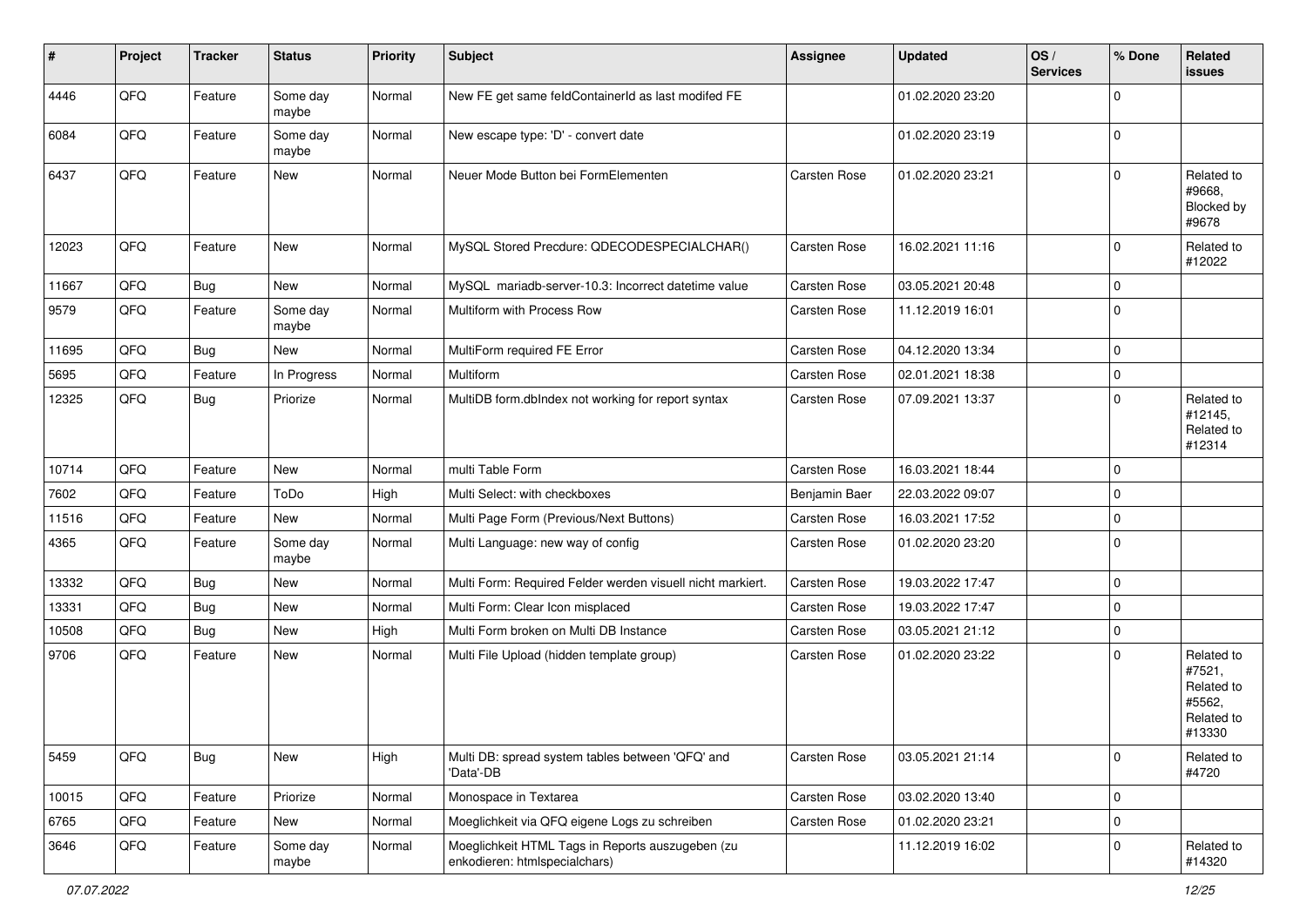| # | Project | Tracker | Status | Priority | Subject | Assignee | Updated | OS / Services | % Done | Related issues |
|---|---|---|---|---|---|---|---|---|---|---|
| 4446 | QFQ | Feature | Some day maybe | Normal | New FE get same feldContainerId as last modifed FE | | 01.02.2020 23:20 | | 0 | |
| 6084 | QFQ | Feature | Some day maybe | Normal | New escape type: 'D' - convert date | | 01.02.2020 23:19 | | 0 | |
| 6437 | QFQ | Feature | New | Normal | Neuer Mode Button bei FormElementen | Carsten Rose | 01.02.2020 23:21 | | 0 | Related to #9668, Blocked by #9678 |
| 12023 | QFQ | Feature | New | Normal | MySQL Stored Precdure: QDECODESPECIALCHAR() | Carsten Rose | 16.02.2021 11:16 | | 0 | Related to #12022 |
| 11667 | QFQ | Bug | New | Normal | MySQL mariadb-server-10.3: Incorrect datetime value | Carsten Rose | 03.05.2021 20:48 | | 0 | |
| 9579 | QFQ | Feature | Some day maybe | Normal | Multiform with Process Row | Carsten Rose | 11.12.2019 16:01 | | 0 | |
| 11695 | QFQ | Bug | New | Normal | MultiForm required FE Error | Carsten Rose | 04.12.2020 13:34 | | 0 | |
| 5695 | QFQ | Feature | In Progress | Normal | Multiform | Carsten Rose | 02.01.2021 18:38 | | 0 | |
| 12325 | QFQ | Bug | Priorize | Normal | MultiDB form.dbIndex not working for report syntax | Carsten Rose | 07.09.2021 13:37 | | 0 | Related to #12145, Related to #12314 |
| 10714 | QFQ | Feature | New | Normal | multi Table Form | Carsten Rose | 16.03.2021 18:44 | | 0 | |
| 7602 | QFQ | Feature | ToDo | High | Multi Select: with checkboxes | Benjamin Baer | 22.03.2022 09:07 | | 0 | |
| 11516 | QFQ | Feature | New | Normal | Multi Page Form (Previous/Next Buttons) | Carsten Rose | 16.03.2021 17:52 | | 0 | |
| 4365 | QFQ | Feature | Some day maybe | Normal | Multi Language: new way of config | Carsten Rose | 01.02.2020 23:20 | | 0 | |
| 13332 | QFQ | Bug | New | Normal | Multi Form: Required Felder werden visuell nicht markiert. | Carsten Rose | 19.03.2022 17:47 | | 0 | |
| 13331 | QFQ | Bug | New | Normal | Multi Form: Clear Icon misplaced | Carsten Rose | 19.03.2022 17:47 | | 0 | |
| 10508 | QFQ | Bug | New | High | Multi Form broken on Multi DB Instance | Carsten Rose | 03.05.2021 21:12 | | 0 | |
| 9706 | QFQ | Feature | New | Normal | Multi File Upload (hidden template group) | Carsten Rose | 01.02.2020 23:22 | | 0 | Related to #7521, Related to #5562, Related to #13330 |
| 5459 | QFQ | Bug | New | High | Multi DB: spread system tables between 'QFQ' and 'Data'-DB | Carsten Rose | 03.05.2021 21:14 | | 0 | Related to #4720 |
| 10015 | QFQ | Feature | Priorize | Normal | Monospace in Textarea | Carsten Rose | 03.02.2020 13:40 | | 0 | |
| 6765 | QFQ | Feature | New | Normal | Moeglichkeit via QFQ eigene Logs zu schreiben | Carsten Rose | 01.02.2020 23:21 | | 0 | |
| 3646 | QFQ | Feature | Some day maybe | Normal | Moeglichkeit HTML Tags in Reports auszugeben (zu enkodieren: htmlspecialchars) | | 11.12.2019 16:02 | | 0 | Related to #14320 |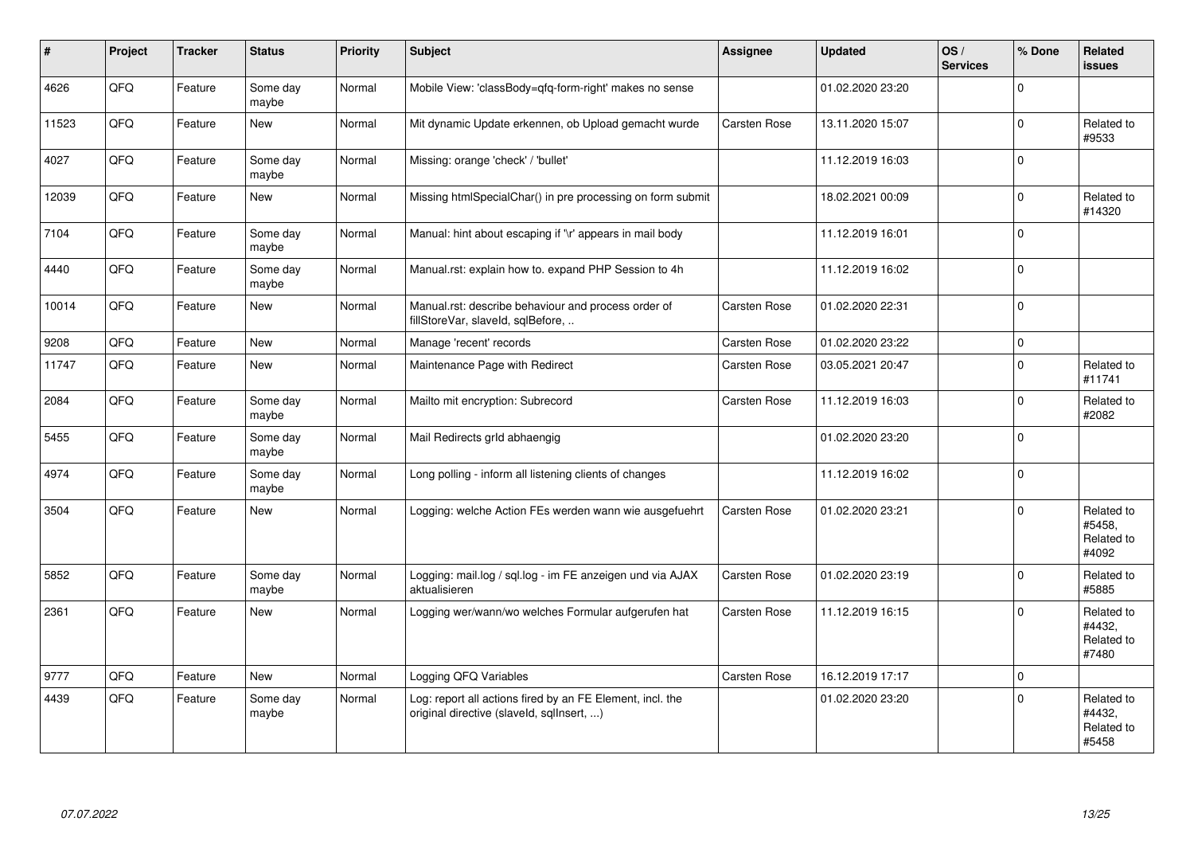| # | Project | Tracker | Status | Priority | Subject | Assignee | Updated | OS / Services | % Done | Related issues |
|---|---|---|---|---|---|---|---|---|---|---|
| 4626 | QFQ | Feature | Some day maybe | Normal | Mobile View: 'classBody=qfq-form-right' makes no sense | | 01.02.2020 23:20 | | 0 | |
| 11523 | QFQ | Feature | New | Normal | Mit dynamic Update erkennen, ob Upload gemacht wurde | Carsten Rose | 13.11.2020 15:07 | | 0 | Related to #9533 |
| 4027 | QFQ | Feature | Some day maybe | Normal | Missing: orange 'check' / 'bullet' | | 11.12.2019 16:03 | | 0 | |
| 12039 | QFQ | Feature | New | Normal | Missing htmlSpecialChar() in pre processing on form submit | | 18.02.2021 00:09 | | 0 | Related to #14320 |
| 7104 | QFQ | Feature | Some day maybe | Normal | Manual: hint about escaping if '\r' appears in mail body | | 11.12.2019 16:01 | | 0 | |
| 4440 | QFQ | Feature | Some day maybe | Normal | Manual.rst: explain how to. expand PHP Session to 4h | | 11.12.2019 16:02 | | 0 | |
| 10014 | QFQ | Feature | New | Normal | Manual.rst: describe behaviour and process order of fillStoreVar, slaveId, sqlBefore, .. | Carsten Rose | 01.02.2020 22:31 | | 0 | |
| 9208 | QFQ | Feature | New | Normal | Manage 'recent' records | Carsten Rose | 01.02.2020 23:22 | | 0 | |
| 11747 | QFQ | Feature | New | Normal | Maintenance Page with Redirect | Carsten Rose | 03.05.2021 20:47 | | 0 | Related to #11741 |
| 2084 | QFQ | Feature | Some day maybe | Normal | Mailto mit encryption: Subrecord | Carsten Rose | 11.12.2019 16:03 | | 0 | Related to #2082 |
| 5455 | QFQ | Feature | Some day maybe | Normal | Mail Redirects grId abhaengig | | 01.02.2020 23:20 | | 0 | |
| 4974 | QFQ | Feature | Some day maybe | Normal | Long polling - inform all listening clients of changes | | 11.12.2019 16:02 | | 0 | |
| 3504 | QFQ | Feature | New | Normal | Logging: welche Action FEs werden wann wie ausgefuehrt | Carsten Rose | 01.02.2020 23:21 | | 0 | Related to #5458, Related to #4092 |
| 5852 | QFQ | Feature | Some day maybe | Normal | Logging: mail.log / sql.log - im FE anzeigen und via AJAX aktualisieren | Carsten Rose | 01.02.2020 23:19 | | 0 | Related to #5885 |
| 2361 | QFQ | Feature | New | Normal | Logging wer/wann/wo welches Formular aufgerufen hat | Carsten Rose | 11.12.2019 16:15 | | 0 | Related to #4432, Related to #7480 |
| 9777 | QFQ | Feature | New | Normal | Logging QFQ Variables | Carsten Rose | 16.12.2019 17:17 | | 0 | |
| 4439 | QFQ | Feature | Some day maybe | Normal | Log: report all actions fired by an FE Element, incl. the original directive (slaveId, sqlInsert, ...) | | 01.02.2020 23:20 | | 0 | Related to #4432, Related to #5458 |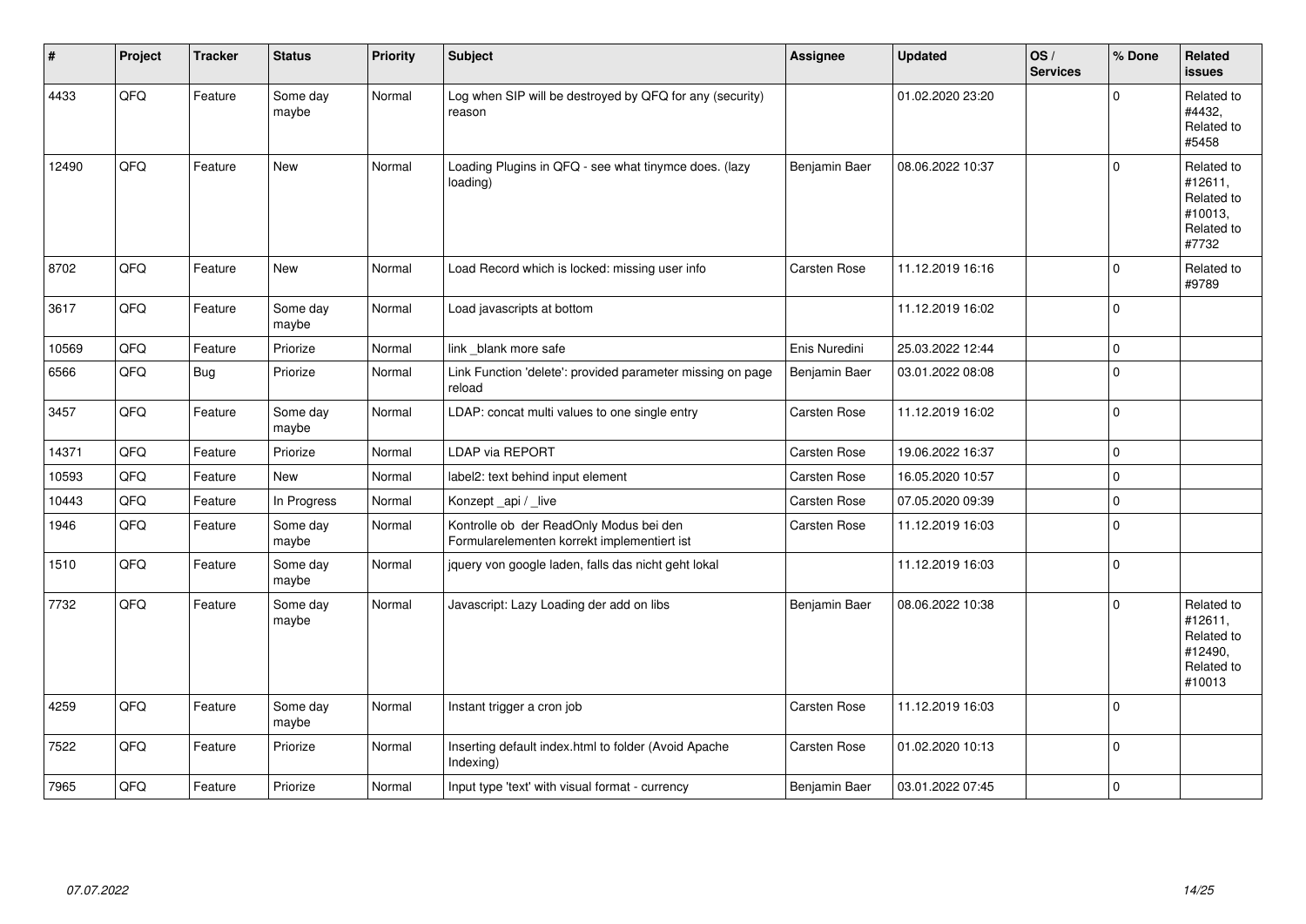| # | Project | Tracker | Status | Priority | Subject | Assignee | Updated | OS / Services | % Done | Related issues |
|---|---|---|---|---|---|---|---|---|---|---|
| 4433 | QFQ | Feature | Some day maybe | Normal | Log when SIP will be destroyed by QFQ for any (security) reason | | 01.02.2020 23:20 | | 0 | Related to #4432, Related to #5458 |
| 12490 | QFQ | Feature | New | Normal | Loading Plugins in QFQ - see what tinymce does. (lazy loading) | Benjamin Baer | 08.06.2022 10:37 | | 0 | Related to #12611, Related to #10013, Related to #7732 |
| 8702 | QFQ | Feature | New | Normal | Load Record which is locked: missing user info | Carsten Rose | 11.12.2019 16:16 | | 0 | Related to #9789 |
| 3617 | QFQ | Feature | Some day maybe | Normal | Load javascripts at bottom | | 11.12.2019 16:02 | | 0 | |
| 10569 | QFQ | Feature | Priorize | Normal | link _blank more safe | Enis Nuredini | 25.03.2022 12:44 | | 0 | |
| 6566 | QFQ | Bug | Priorize | Normal | Link Function 'delete': provided parameter missing on page reload | Benjamin Baer | 03.01.2022 08:08 | | 0 | |
| 3457 | QFQ | Feature | Some day maybe | Normal | LDAP: concat multi values to one single entry | Carsten Rose | 11.12.2019 16:02 | | 0 | |
| 14371 | QFQ | Feature | Priorize | Normal | LDAP via REPORT | Carsten Rose | 19.06.2022 16:37 | | 0 | |
| 10593 | QFQ | Feature | New | Normal | label2: text behind input element | Carsten Rose | 16.05.2020 10:57 | | 0 | |
| 10443 | QFQ | Feature | In Progress | Normal | Konzept _api / _live | Carsten Rose | 07.05.2020 09:39 | | 0 | |
| 1946 | QFQ | Feature | Some day maybe | Normal | Kontrolle ob der ReadOnly Modus bei den Formularelementen korrekt implementiert ist | Carsten Rose | 11.12.2019 16:03 | | 0 | |
| 1510 | QFQ | Feature | Some day maybe | Normal | jquery von google laden, falls das nicht geht lokal | | 11.12.2019 16:03 | | 0 | |
| 7732 | QFQ | Feature | Some day maybe | Normal | Javascript: Lazy Loading der add on libs | Benjamin Baer | 08.06.2022 10:38 | | 0 | Related to #12611, Related to #12490, Related to #10013 |
| 4259 | QFQ | Feature | Some day maybe | Normal | Instant trigger a cron job | Carsten Rose | 11.12.2019 16:03 | | 0 | |
| 7522 | QFQ | Feature | Priorize | Normal | Inserting default index.html to folder (Avoid Apache Indexing) | Carsten Rose | 01.02.2020 10:13 | | 0 | |
| 7965 | QFQ | Feature | Priorize | Normal | Input type 'text' with visual format - currency | Benjamin Baer | 03.01.2022 07:45 | | 0 | |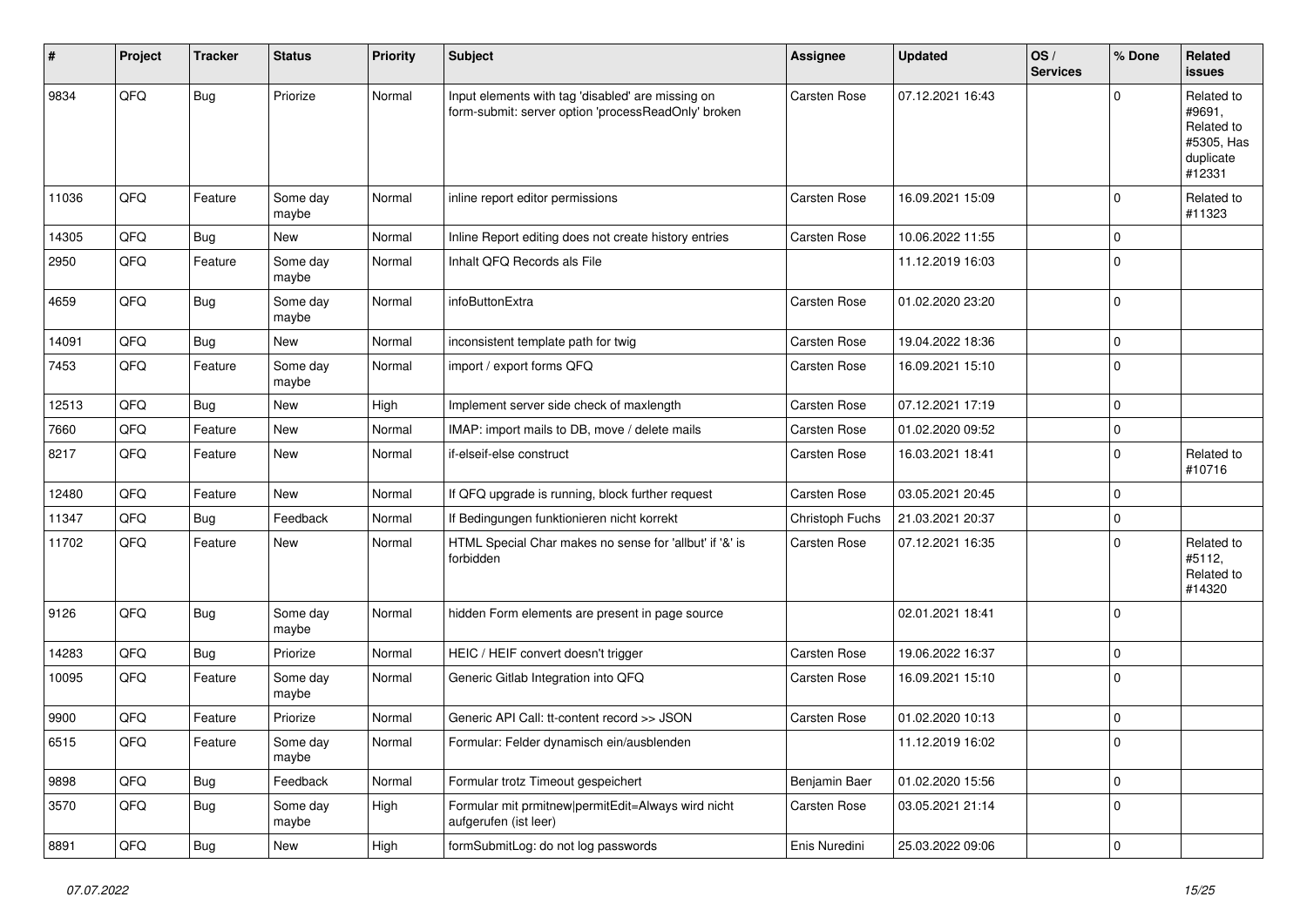| # | Project | Tracker | Status | Priority | Subject | Assignee | Updated | OS / Services | % Done | Related issues |
|---|---|---|---|---|---|---|---|---|---|---|
| 9834 | QFQ | Bug | Priorize | Normal | Input elements with tag 'disabled' are missing on form-submit: server option 'processReadOnly' broken | Carsten Rose | 07.12.2021 16:43 | | 0 | Related to #9691, Related to #5305, Has duplicate #12331 |
| 11036 | QFQ | Feature | Some day maybe | Normal | inline report editor permissions | Carsten Rose | 16.09.2021 15:09 | | 0 | Related to #11323 |
| 14305 | QFQ | Bug | New | Normal | Inline Report editing does not create history entries | Carsten Rose | 10.06.2022 11:55 | | 0 | |
| 2950 | QFQ | Feature | Some day maybe | Normal | Inhalt QFQ Records als File | | 11.12.2019 16:03 | | 0 | |
| 4659 | QFQ | Bug | Some day maybe | Normal | infoButtonExtra | Carsten Rose | 01.02.2020 23:20 | | 0 | |
| 14091 | QFQ | Bug | New | Normal | inconsistent template path for twig | Carsten Rose | 19.04.2022 18:36 | | 0 | |
| 7453 | QFQ | Feature | Some day maybe | Normal | import / export forms QFQ | Carsten Rose | 16.09.2021 15:10 | | 0 | |
| 12513 | QFQ | Bug | New | High | Implement server side check of maxlength | Carsten Rose | 07.12.2021 17:19 | | 0 | |
| 7660 | QFQ | Feature | New | Normal | IMAP: import mails to DB, move / delete mails | Carsten Rose | 01.02.2020 09:52 | | 0 | |
| 8217 | QFQ | Feature | New | Normal | if-elseif-else construct | Carsten Rose | 16.03.2021 18:41 | | 0 | Related to #10716 |
| 12480 | QFQ | Feature | New | Normal | If QFQ upgrade is running, block further request | Carsten Rose | 03.05.2021 20:45 | | 0 | |
| 11347 | QFQ | Bug | Feedback | Normal | If Bedingungen funktionieren nicht korrekt | Christoph Fuchs | 21.03.2021 20:37 | | 0 | |
| 11702 | QFQ | Feature | New | Normal | HTML Special Char makes no sense for 'allbut' if '&' is forbidden | Carsten Rose | 07.12.2021 16:35 | | 0 | Related to #5112, Related to #14320 |
| 9126 | QFQ | Bug | Some day maybe | Normal | hidden Form elements are present in page source | | 02.01.2021 18:41 | | 0 | |
| 14283 | QFQ | Bug | Priorize | Normal | HEIC / HEIF convert doesn't trigger | Carsten Rose | 19.06.2022 16:37 | | 0 | |
| 10095 | QFQ | Feature | Some day maybe | Normal | Generic Gitlab Integration into QFQ | Carsten Rose | 16.09.2021 15:10 | | 0 | |
| 9900 | QFQ | Feature | Priorize | Normal | Generic API Call: tt-content record >> JSON | Carsten Rose | 01.02.2020 10:13 | | 0 | |
| 6515 | QFQ | Feature | Some day maybe | Normal | Formular: Felder dynamisch ein/ausblenden | | 11.12.2019 16:02 | | 0 | |
| 9898 | QFQ | Bug | Feedback | Normal | Formular trotz Timeout gespeichert | Benjamin Baer | 01.02.2020 15:56 | | 0 | |
| 3570 | QFQ | Bug | Some day maybe | High | Formular mit prmitnew\|permitEdit=Always wird nicht aufgerufen (ist leer) | Carsten Rose | 03.05.2021 21:14 | | 0 | |
| 8891 | QFQ | Bug | New | High | formSubmitLog: do not log passwords | Enis Nuredini | 25.03.2022 09:06 | | 0 | |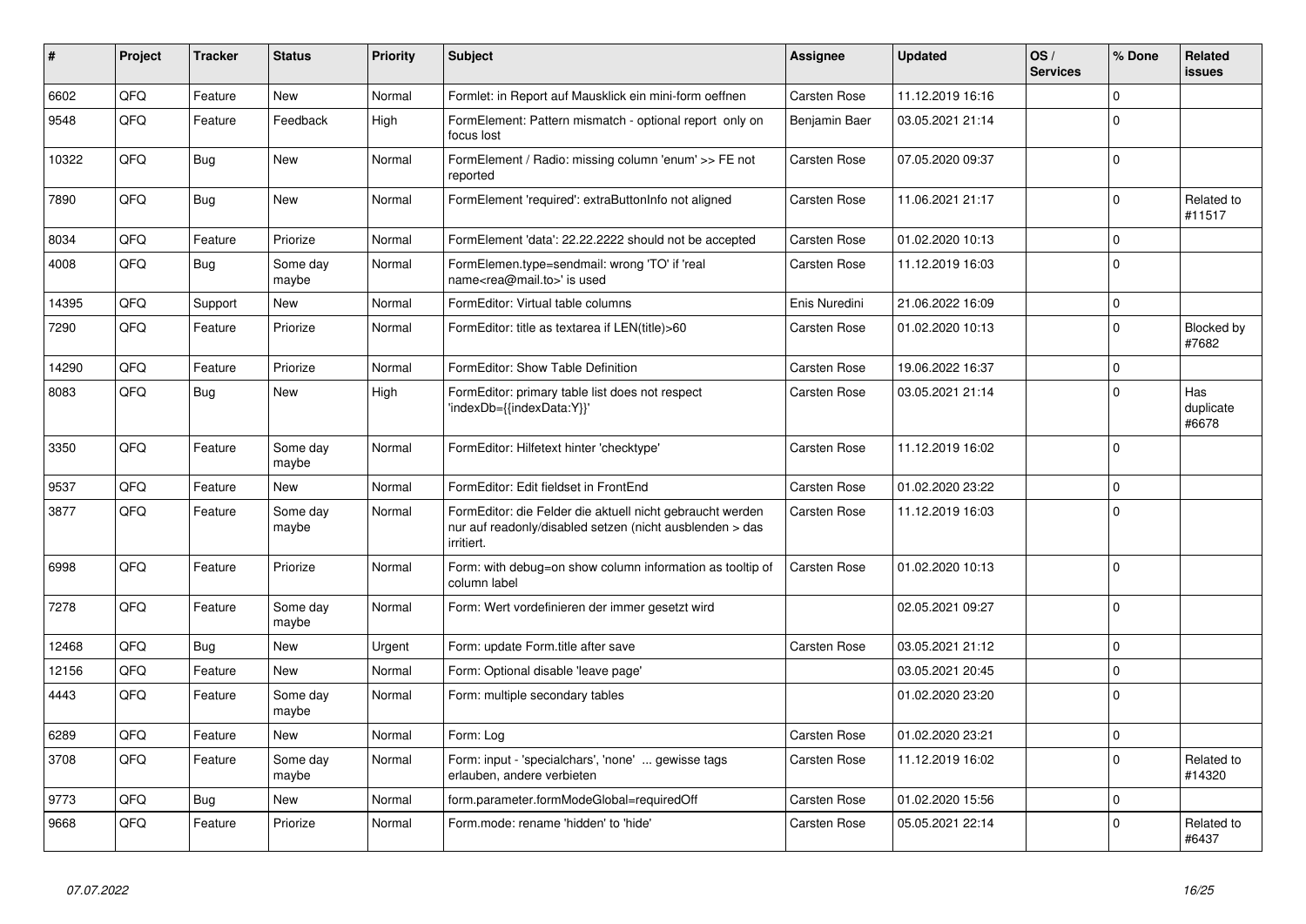| # | Project | Tracker | Status | Priority | Subject | Assignee | Updated | OS / Services | % Done | Related issues |
|---|---|---|---|---|---|---|---|---|---|---|
| 6602 | QFQ | Feature | New | Normal | Formlet: in Report auf Mausklick ein mini-form oeffnen | Carsten Rose | 11.12.2019 16:16 | | 0 | |
| 9548 | QFQ | Feature | Feedback | High | FormElement: Pattern mismatch - optional report only on focus lost | Benjamin Baer | 03.05.2021 21:14 | | 0 | |
| 10322 | QFQ | Bug | New | Normal | FormElement / Radio: missing column 'enum' >> FE not reported | Carsten Rose | 07.05.2020 09:37 | | 0 | |
| 7890 | QFQ | Bug | New | Normal | FormElement 'required': extraButtonInfo not aligned | Carsten Rose | 11.06.2021 21:17 | | 0 | Related to #11517 |
| 8034 | QFQ | Feature | Priorize | Normal | FormElement 'data': 22.22.2222 should not be accepted | Carsten Rose | 01.02.2020 10:13 | | 0 | |
| 4008 | QFQ | Bug | Some day maybe | Normal | FormElemen.type=sendmail: wrong 'TO' if 'real name<rea@mail.to>' is used | Carsten Rose | 11.12.2019 16:03 | | 0 | |
| 14395 | QFQ | Support | New | Normal | FormEditor: Virtual table columns | Enis Nuredini | 21.06.2022 16:09 | | 0 | |
| 7290 | QFQ | Feature | Priorize | Normal | FormEditor: title as textarea if LEN(title)>60 | Carsten Rose | 01.02.2020 10:13 | | 0 | Blocked by #7682 |
| 14290 | QFQ | Feature | Priorize | Normal | FormEditor: Show Table Definition | Carsten Rose | 19.06.2022 16:37 | | 0 | |
| 8083 | QFQ | Bug | New | High | FormEditor: primary table list does not respect 'indexDb={{indexData:Y}}' | Carsten Rose | 03.05.2021 21:14 | | 0 | Has duplicate #6678 |
| 3350 | QFQ | Feature | Some day maybe | Normal | FormEditor: Hilfetext hinter 'checktype' | Carsten Rose | 11.12.2019 16:02 | | 0 | |
| 9537 | QFQ | Feature | New | Normal | FormEditor: Edit fieldset in FrontEnd | Carsten Rose | 01.02.2020 23:22 | | 0 | |
| 3877 | QFQ | Feature | Some day maybe | Normal | FormEditor: die Felder die aktuell nicht gebraucht werden nur auf readonly/disabled setzen (nicht ausblenden > das irritiert. | Carsten Rose | 11.12.2019 16:03 | | 0 | |
| 6998 | QFQ | Feature | Priorize | Normal | Form: with debug=on show column information as tooltip of column label | Carsten Rose | 01.02.2020 10:13 | | 0 | |
| 7278 | QFQ | Feature | Some day maybe | Normal | Form: Wert vordefinieren der immer gesetzt wird | | 02.05.2021 09:27 | | 0 | |
| 12468 | QFQ | Bug | New | Urgent | Form: update Form.title after save | Carsten Rose | 03.05.2021 21:12 | | 0 | |
| 12156 | QFQ | Feature | New | Normal | Form: Optional disable 'leave page' | | 03.05.2021 20:45 | | 0 | |
| 4443 | QFQ | Feature | Some day maybe | Normal | Form: multiple secondary tables | | 01.02.2020 23:20 | | 0 | |
| 6289 | QFQ | Feature | New | Normal | Form: Log | Carsten Rose | 01.02.2020 23:21 | | 0 | |
| 3708 | QFQ | Feature | Some day maybe | Normal | Form: input - 'specialchars', 'none' ... gewisse tags erlauben, andere verbieten | Carsten Rose | 11.12.2019 16:02 | | 0 | Related to #14320 |
| 9773 | QFQ | Bug | New | Normal | form.parameter.formModeGlobal=requiredOff | Carsten Rose | 01.02.2020 15:56 | | 0 | |
| 9668 | QFQ | Feature | Priorize | Normal | Form.mode: rename 'hidden' to 'hide' | Carsten Rose | 05.05.2021 22:14 | | 0 | Related to #6437 |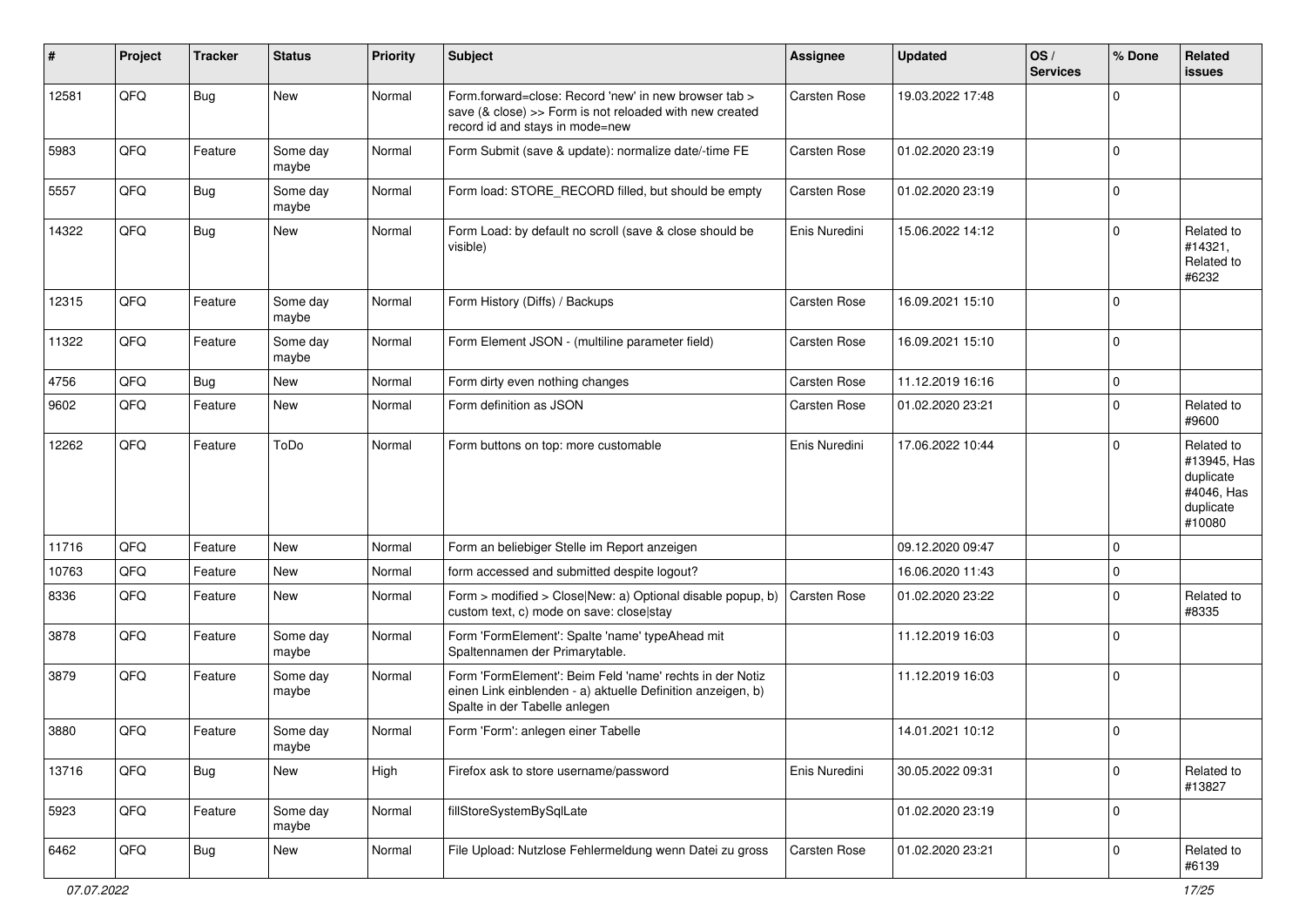| # | Project | Tracker | Status | Priority | Subject | Assignee | Updated | OS / Services | % Done | Related issues |
|---|---|---|---|---|---|---|---|---|---|---|
| 12581 | QFQ | Bug | New | Normal | Form.forward=close: Record 'new' in new browser tab > save (& close) >> Form is not reloaded with new created record id and stays in mode=new | Carsten Rose | 19.03.2022 17:48 | | 0 | |
| 5983 | QFQ | Feature | Some day maybe | Normal | Form Submit (save & update): normalize date/-time FE | Carsten Rose | 01.02.2020 23:19 | | 0 | |
| 5557 | QFQ | Bug | Some day maybe | Normal | Form load: STORE_RECORD filled, but should be empty | Carsten Rose | 01.02.2020 23:19 | | 0 | |
| 14322 | QFQ | Bug | New | Normal | Form Load: by default no scroll (save & close should be visible) | Enis Nuredini | 15.06.2022 14:12 | | 0 | Related to #14321, Related to #6232 |
| 12315 | QFQ | Feature | Some day maybe | Normal | Form History (Diffs) / Backups | Carsten Rose | 16.09.2021 15:10 | | 0 | |
| 11322 | QFQ | Feature | Some day maybe | Normal | Form Element JSON - (multiline parameter field) | Carsten Rose | 16.09.2021 15:10 | | 0 | |
| 4756 | QFQ | Bug | New | Normal | Form dirty even nothing changes | Carsten Rose | 11.12.2019 16:16 | | 0 | |
| 9602 | QFQ | Feature | New | Normal | Form definition as JSON | Carsten Rose | 01.02.2020 23:21 | | 0 | Related to #9600 |
| 12262 | QFQ | Feature | ToDo | Normal | Form buttons on top: more customable | Enis Nuredini | 17.06.2022 10:44 | | 0 | Related to #13945, Has duplicate #4046, Has duplicate #10080 |
| 11716 | QFQ | Feature | New | Normal | Form an beliebiger Stelle im Report anzeigen | | 09.12.2020 09:47 | | 0 | |
| 10763 | QFQ | Feature | New | Normal | form accessed and submitted despite logout? | | 16.06.2020 11:43 | | 0 | |
| 8336 | QFQ | Feature | New | Normal | Form > modified > Close\|New: a) Optional disable popup, b) custom text, c) mode on save: close\|stay | Carsten Rose | 01.02.2020 23:22 | | 0 | Related to #8335 |
| 3878 | QFQ | Feature | Some day maybe | Normal | Form 'FormElement': Spalte 'name' typeAhead mit Spaltennamen der Primarytable. | | 11.12.2019 16:03 | | 0 | |
| 3879 | QFQ | Feature | Some day maybe | Normal | Form 'FormElement': Beim Feld 'name' rechts in der Notiz einen Link einblenden - a) aktuelle Definition anzeigen, b) Spalte in der Tabelle anlegen | | 11.12.2019 16:03 | | 0 | |
| 3880 | QFQ | Feature | Some day maybe | Normal | Form 'Form': anlegen einer Tabelle | | 14.01.2021 10:12 | | 0 | |
| 13716 | QFQ | Bug | New | High | Firefox ask to store username/password | Enis Nuredini | 30.05.2022 09:31 | | 0 | Related to #13827 |
| 5923 | QFQ | Feature | Some day maybe | Normal | fillStoreSystemBySqlLate | | 01.02.2020 23:19 | | 0 | |
| 6462 | QFQ | Bug | New | Normal | File Upload: Nutzlose Fehlermeldung wenn Datei zu gross | Carsten Rose | 01.02.2020 23:21 | | 0 | Related to #6139 |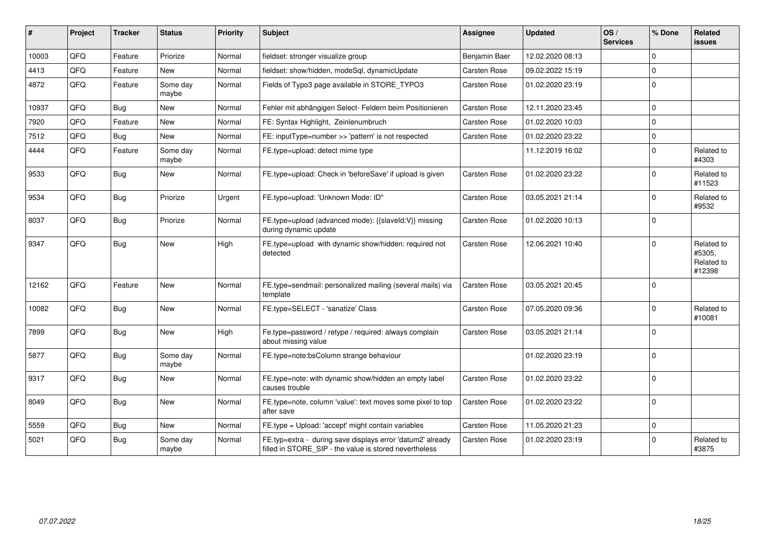| # | Project | Tracker | Status | Priority | Subject | Assignee | Updated | OS / Services | % Done | Related issues |
|---|---|---|---|---|---|---|---|---|---|---|
| 10003 | QFQ | Feature | Priorize | Normal | fieldset: stronger visualize group | Benjamin Baer | 12.02.2020 08:13 | | 0 | |
| 4413 | QFQ | Feature | New | Normal | fieldset: show/hidden, modeSql, dynamicUpdate | Carsten Rose | 09.02.2022 15:19 | | 0 | |
| 4872 | QFQ | Feature | Some day maybe | Normal | Fields of Typo3 page available in STORE_TYPO3 | Carsten Rose | 01.02.2020 23:19 | | 0 | |
| 10937 | QFQ | Bug | New | Normal | Fehler mit abhängigen Select- Feldern beim Positionieren | Carsten Rose | 12.11.2020 23:45 | | 0 | |
| 7920 | QFQ | Feature | New | Normal | FE: Syntax Highlight, Zeinlenumbruch | Carsten Rose | 01.02.2020 10:03 | | 0 | |
| 7512 | QFQ | Bug | New | Normal | FE: inputType=number >> 'pattern' is not respected | Carsten Rose | 01.02.2020 23:22 | | 0 | |
| 4444 | QFQ | Feature | Some day maybe | Normal | FE.type=upload: detect mime type | | 11.12.2019 16:02 | | 0 | Related to #4303 |
| 9533 | QFQ | Bug | New | Normal | FE.type=upload: Check in 'beforeSave' if upload is given | Carsten Rose | 01.02.2020 23:22 | | 0 | Related to #11523 |
| 9534 | QFQ | Bug | Priorize | Urgent | FE.type=upload: 'Unknown Mode: ID" | Carsten Rose | 03.05.2021 21:14 | | 0 | Related to #9532 |
| 8037 | QFQ | Bug | Priorize | Normal | FE.type=upload (advanced mode): {{slaveId:V}} missing during dynamic update | Carsten Rose | 01.02.2020 10:13 | | 0 | |
| 9347 | QFQ | Bug | New | High | FE.type=upload with dynamic show/hidden: required not detected | Carsten Rose | 12.06.2021 10:40 | | 0 | Related to #5305, Related to #12398 |
| 12162 | QFQ | Feature | New | Normal | FE.type=sendmail: personalized mailing (several mails) via template | Carsten Rose | 03.05.2021 20:45 | | 0 | |
| 10082 | QFQ | Bug | New | Normal | FE.type=SELECT - 'sanatize' Class | Carsten Rose | 07.05.2020 09:36 | | 0 | Related to #10081 |
| 7899 | QFQ | Bug | New | High | Fe.type=password / retype / required: always complain about missing value | Carsten Rose | 03.05.2021 21:14 | | 0 | |
| 5877 | QFQ | Bug | Some day maybe | Normal | FE.type=note:bsColumn strange behaviour | | 01.02.2020 23:19 | | 0 | |
| 9317 | QFQ | Bug | New | Normal | FE.type=note: with dynamic show/hidden an empty label causes trouble | Carsten Rose | 01.02.2020 23:22 | | 0 | |
| 8049 | QFQ | Bug | New | Normal | FE.type=note, column 'value': text moves some pixel to top after save | Carsten Rose | 01.02.2020 23:22 | | 0 | |
| 5559 | QFQ | Bug | New | Normal | FE.type = Upload: 'accept' might contain variables | Carsten Rose | 11.05.2020 21:23 | | 0 | |
| 5021 | QFQ | Bug | Some day maybe | Normal | FE.typ=extra - during save displays error 'datum2' already filled in STORE_SIP - the value is stored nevertheless | Carsten Rose | 01.02.2020 23:19 | | 0 | Related to #3875 |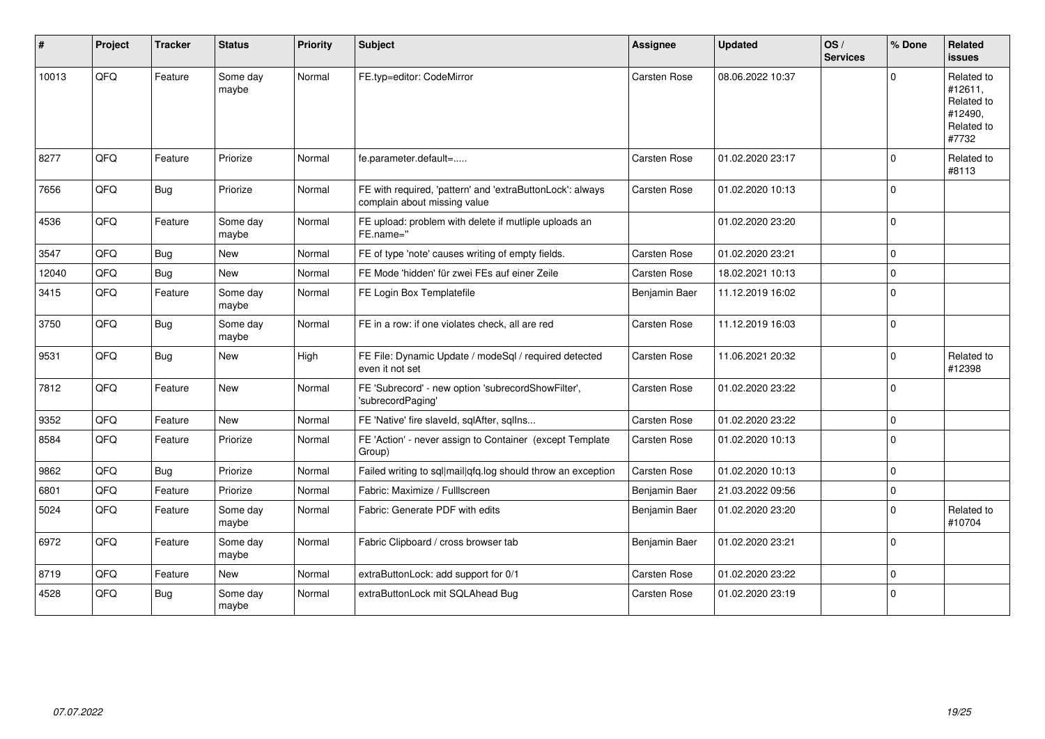| # | Project | Tracker | Status | Priority | Subject | Assignee | Updated | OS / Services | % Done | Related issues |
|---|---|---|---|---|---|---|---|---|---|---|
| 10013 | QFQ | Feature | Some day maybe | Normal | FE.typ=editor: CodeMirror | Carsten Rose | 08.06.2022 10:37 | | 0 | Related to #12611, Related to #12490, Related to #7732 |
| 8277 | QFQ | Feature | Priorize | Normal | fe.parameter.default=..... | Carsten Rose | 01.02.2020 23:17 | | 0 | Related to #8113 |
| 7656 | QFQ | Bug | Priorize | Normal | FE with required, 'pattern' and 'extraButtonLock': always complain about missing value | Carsten Rose | 01.02.2020 10:13 | | 0 | |
| 4536 | QFQ | Feature | Some day maybe | Normal | FE upload: problem with delete if mutliple uploads an FE.name='' | | 01.02.2020 23:20 | | 0 | |
| 3547 | QFQ | Bug | New | Normal | FE of type 'note' causes writing of empty fields. | Carsten Rose | 01.02.2020 23:21 | | 0 | |
| 12040 | QFQ | Bug | New | Normal | FE Mode 'hidden' für zwei FEs auf einer Zeile | Carsten Rose | 18.02.2021 10:13 | | 0 | |
| 3415 | QFQ | Feature | Some day maybe | Normal | FE Login Box Templatefile | Benjamin Baer | 11.12.2019 16:02 | | 0 | |
| 3750 | QFQ | Bug | Some day maybe | Normal | FE in a row: if one violates check, all are red | Carsten Rose | 11.12.2019 16:03 | | 0 | |
| 9531 | QFQ | Bug | New | High | FE File: Dynamic Update / modeSql / required detected even it not set | Carsten Rose | 11.06.2021 20:32 | | 0 | Related to #12398 |
| 7812 | QFQ | Feature | New | Normal | FE 'Subrecord' - new option 'subrecordShowFilter', 'subrecordPaging' | Carsten Rose | 01.02.2020 23:22 | | 0 | |
| 9352 | QFQ | Feature | New | Normal | FE 'Native' fire slaveId, sqlAfter, sqlIns... | Carsten Rose | 01.02.2020 23:22 | | 0 | |
| 8584 | QFQ | Feature | Priorize | Normal | FE 'Action' - never assign to Container (except Template Group) | Carsten Rose | 01.02.2020 10:13 | | 0 | |
| 9862 | QFQ | Bug | Priorize | Normal | Failed writing to sql\|mail\|qfq.log should throw an exception | Carsten Rose | 01.02.2020 10:13 | | 0 | |
| 6801 | QFQ | Feature | Priorize | Normal | Fabric: Maximize / Fulllscreen | Benjamin Baer | 21.03.2022 09:56 | | 0 | |
| 5024 | QFQ | Feature | Some day maybe | Normal | Fabric: Generate PDF with edits | Benjamin Baer | 01.02.2020 23:20 | | 0 | Related to #10704 |
| 6972 | QFQ | Feature | Some day maybe | Normal | Fabric Clipboard / cross browser tab | Benjamin Baer | 01.02.2020 23:21 | | 0 | |
| 8719 | QFQ | Feature | New | Normal | extraButtonLock: add support for 0/1 | Carsten Rose | 01.02.2020 23:22 | | 0 | |
| 4528 | QFQ | Bug | Some day maybe | Normal | extraButtonLock mit SQLAhead Bug | Carsten Rose | 01.02.2020 23:19 | | 0 | |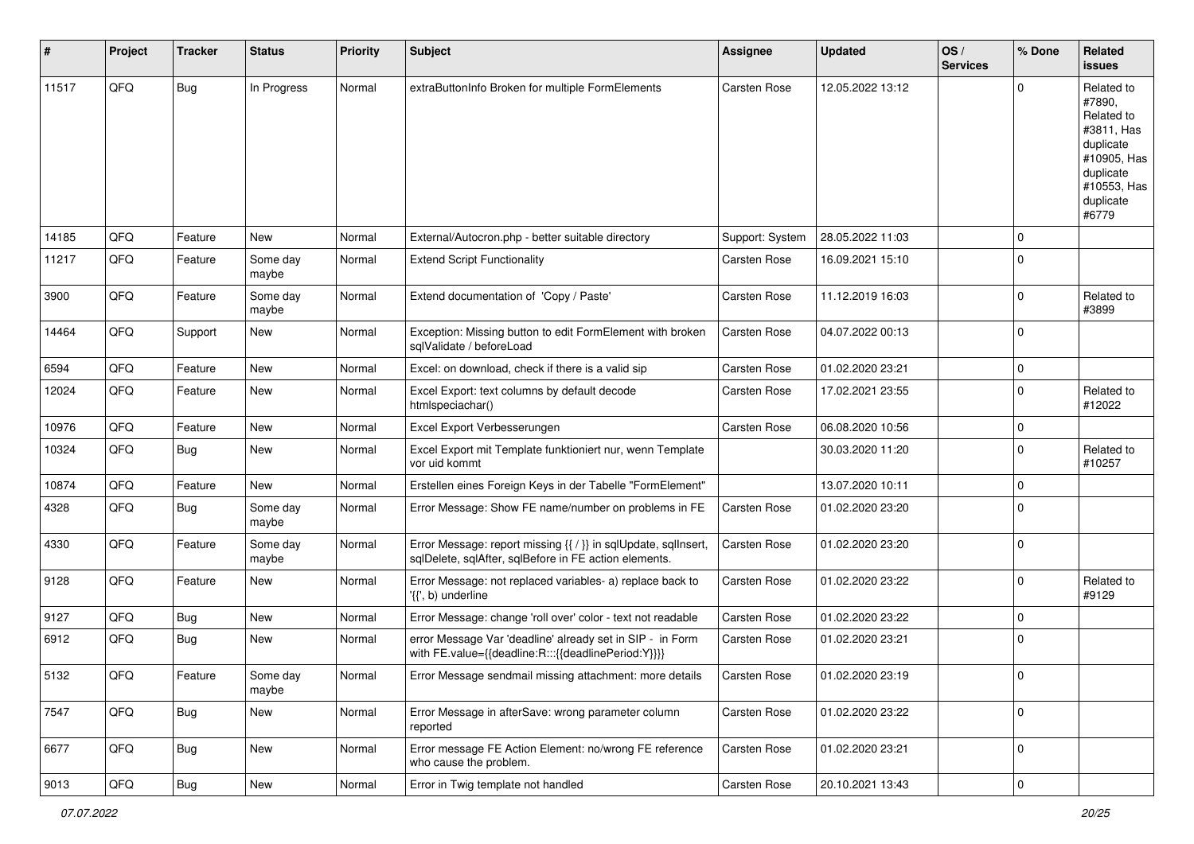| # | Project | Tracker | Status | Priority | Subject | Assignee | Updated | OS / Services | % Done | Related issues |
|---|---|---|---|---|---|---|---|---|---|---|
| 11517 | QFQ | Bug | In Progress | Normal | extraButtonInfo Broken for multiple FormElements | Carsten Rose | 12.05.2022 13:12 | | 0 | Related to #7890, Related to #3811, Has duplicate #10905, Has duplicate #10553, Has duplicate #6779 |
| 14185 | QFQ | Feature | New | Normal | External/Autocron.php - better suitable directory | Support: System | 28.05.2022 11:03 | | 0 | |
| 11217 | QFQ | Feature | Some day maybe | Normal | Extend Script Functionality | Carsten Rose | 16.09.2021 15:10 | | 0 | |
| 3900 | QFQ | Feature | Some day maybe | Normal | Extend documentation of 'Copy / Paste' | Carsten Rose | 11.12.2019 16:03 | | 0 | Related to #3899 |
| 14464 | QFQ | Support | New | Normal | Exception: Missing button to edit FormElement with broken sqlValidate / beforeLoad | Carsten Rose | 04.07.2022 00:13 | | 0 | |
| 6594 | QFQ | Feature | New | Normal | Excel: on download, check if there is a valid sip | Carsten Rose | 01.02.2020 23:21 | | 0 | |
| 12024 | QFQ | Feature | New | Normal | Excel Export: text columns by default decode htmlspeciachar() | Carsten Rose | 17.02.2021 23:55 | | 0 | Related to #12022 |
| 10976 | QFQ | Feature | New | Normal | Excel Export Verbesserungen | Carsten Rose | 06.08.2020 10:56 | | 0 | |
| 10324 | QFQ | Bug | New | Normal | Excel Export mit Template funktioniert nur, wenn Template vor uid kommt | | 30.03.2020 11:20 | | 0 | Related to #10257 |
| 10874 | QFQ | Feature | New | Normal | Erstellen eines Foreign Keys in der Tabelle "FormElement" | | 13.07.2020 10:11 | | 0 | |
| 4328 | QFQ | Bug | Some day maybe | Normal | Error Message: Show FE name/number on problems in FE | Carsten Rose | 01.02.2020 23:20 | | 0 | |
| 4330 | QFQ | Feature | Some day maybe | Normal | Error Message: report missing {{ / }} in sqlUpdate, sqlInsert, sqlDelete, sqlAfter, sqlBefore in FE action elements. | Carsten Rose | 01.02.2020 23:20 | | 0 | |
| 9128 | QFQ | Feature | New | Normal | Error Message: not replaced variables- a) replace back to '{{', b) underline | Carsten Rose | 01.02.2020 23:22 | | 0 | Related to #9129 |
| 9127 | QFQ | Bug | New | Normal | Error Message: change 'roll over' color - text not readable | Carsten Rose | 01.02.2020 23:22 | | 0 | |
| 6912 | QFQ | Bug | New | Normal | error Message Var 'deadline' already set in SIP - in Form with FE.value={{deadline:R:::{{deadlinePeriod:Y}}}} | Carsten Rose | 01.02.2020 23:21 | | 0 | |
| 5132 | QFQ | Feature | Some day maybe | Normal | Error Message sendmail missing attachment: more details | Carsten Rose | 01.02.2020 23:19 | | 0 | |
| 7547 | QFQ | Bug | New | Normal | Error Message in afterSave: wrong parameter column reported | Carsten Rose | 01.02.2020 23:22 | | 0 | |
| 6677 | QFQ | Bug | New | Normal | Error message FE Action Element: no/wrong FE reference who cause the problem. | Carsten Rose | 01.02.2020 23:21 | | 0 | |
| 9013 | QFQ | Bug | New | Normal | Error in Twig template not handled | Carsten Rose | 20.10.2021 13:43 | | 0 | |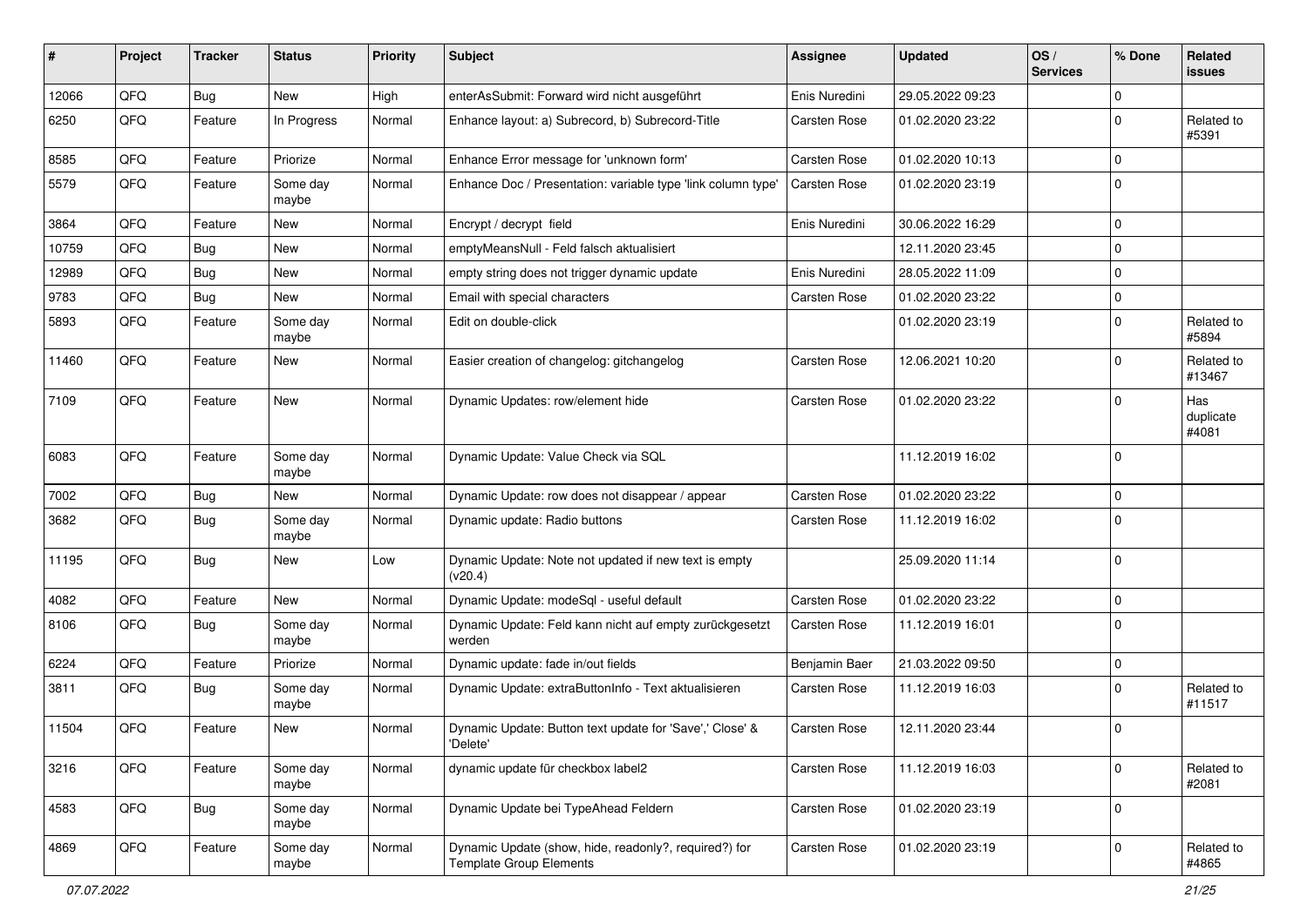| # | Project | Tracker | Status | Priority | Subject | Assignee | Updated | OS / Services | % Done | Related issues |
|---|---|---|---|---|---|---|---|---|---|---|
| 12066 | QFQ | Bug | New | High | enterAsSubmit: Forward wird nicht ausgeführt | Enis Nuredini | 29.05.2022 09:23 | | 0 | |
| 6250 | QFQ | Feature | In Progress | Normal | Enhance layout: a) Subrecord, b) Subrecord-Title | Carsten Rose | 01.02.2020 23:22 | | 0 | Related to #5391 |
| 8585 | QFQ | Feature | Priorize | Normal | Enhance Error message for 'unknown form' | Carsten Rose | 01.02.2020 10:13 | | 0 | |
| 5579 | QFQ | Feature | Some day maybe | Normal | Enhance Doc / Presentation: variable type 'link column type' | Carsten Rose | 01.02.2020 23:19 | | 0 | |
| 3864 | QFQ | Feature | New | Normal | Encrypt / decrypt field | Enis Nuredini | 30.06.2022 16:29 | | 0 | |
| 10759 | QFQ | Bug | New | Normal | emptyMeansNull - Feld falsch aktualisiert | | 12.11.2020 23:45 | | 0 | |
| 12989 | QFQ | Bug | New | Normal | empty string does not trigger dynamic update | Enis Nuredini | 28.05.2022 11:09 | | 0 | |
| 9783 | QFQ | Bug | New | Normal | Email with special characters | Carsten Rose | 01.02.2020 23:22 | | 0 | |
| 5893 | QFQ | Feature | Some day maybe | Normal | Edit on double-click | | 01.02.2020 23:19 | | 0 | Related to #5894 |
| 11460 | QFQ | Feature | New | Normal | Easier creation of changelog: gitchangelog | Carsten Rose | 12.06.2021 10:20 | | 0 | Related to #13467 |
| 7109 | QFQ | Feature | New | Normal | Dynamic Updates: row/element hide | Carsten Rose | 01.02.2020 23:22 | | 0 | Has duplicate #4081 |
| 6083 | QFQ | Feature | Some day maybe | Normal | Dynamic Update: Value Check via SQL | | 11.12.2019 16:02 | | 0 | |
| 7002 | QFQ | Bug | New | Normal | Dynamic Update: row does not disappear / appear | Carsten Rose | 01.02.2020 23:22 | | 0 | |
| 3682 | QFQ | Bug | Some day maybe | Normal | Dynamic update: Radio buttons | Carsten Rose | 11.12.2019 16:02 | | 0 | |
| 11195 | QFQ | Bug | New | Low | Dynamic Update: Note not updated if new text is empty (v20.4) | | 25.09.2020 11:14 | | 0 | |
| 4082 | QFQ | Feature | New | Normal | Dynamic Update: modeSql - useful default | Carsten Rose | 01.02.2020 23:22 | | 0 | |
| 8106 | QFQ | Bug | Some day maybe | Normal | Dynamic Update: Feld kann nicht auf empty zurückgesetzt werden | Carsten Rose | 11.12.2019 16:01 | | 0 | |
| 6224 | QFQ | Feature | Priorize | Normal | Dynamic update: fade in/out fields | Benjamin Baer | 21.03.2022 09:50 | | 0 | |
| 3811 | QFQ | Bug | Some day maybe | Normal | Dynamic Update: extraButtonInfo - Text aktualisieren | Carsten Rose | 11.12.2019 16:03 | | 0 | Related to #11517 |
| 11504 | QFQ | Feature | New | Normal | Dynamic Update: Button text update for 'Save',' Close' & 'Delete' | Carsten Rose | 12.11.2020 23:44 | | 0 | |
| 3216 | QFQ | Feature | Some day maybe | Normal | dynamic update für checkbox label2 | Carsten Rose | 11.12.2019 16:03 | | 0 | Related to #2081 |
| 4583 | QFQ | Bug | Some day maybe | Normal | Dynamic Update bei TypeAhead Feldern | Carsten Rose | 01.02.2020 23:19 | | 0 | |
| 4869 | QFQ | Feature | Some day maybe | Normal | Dynamic Update (show, hide, readonly?, required?) for Template Group Elements | Carsten Rose | 01.02.2020 23:19 | | 0 | Related to #4865 |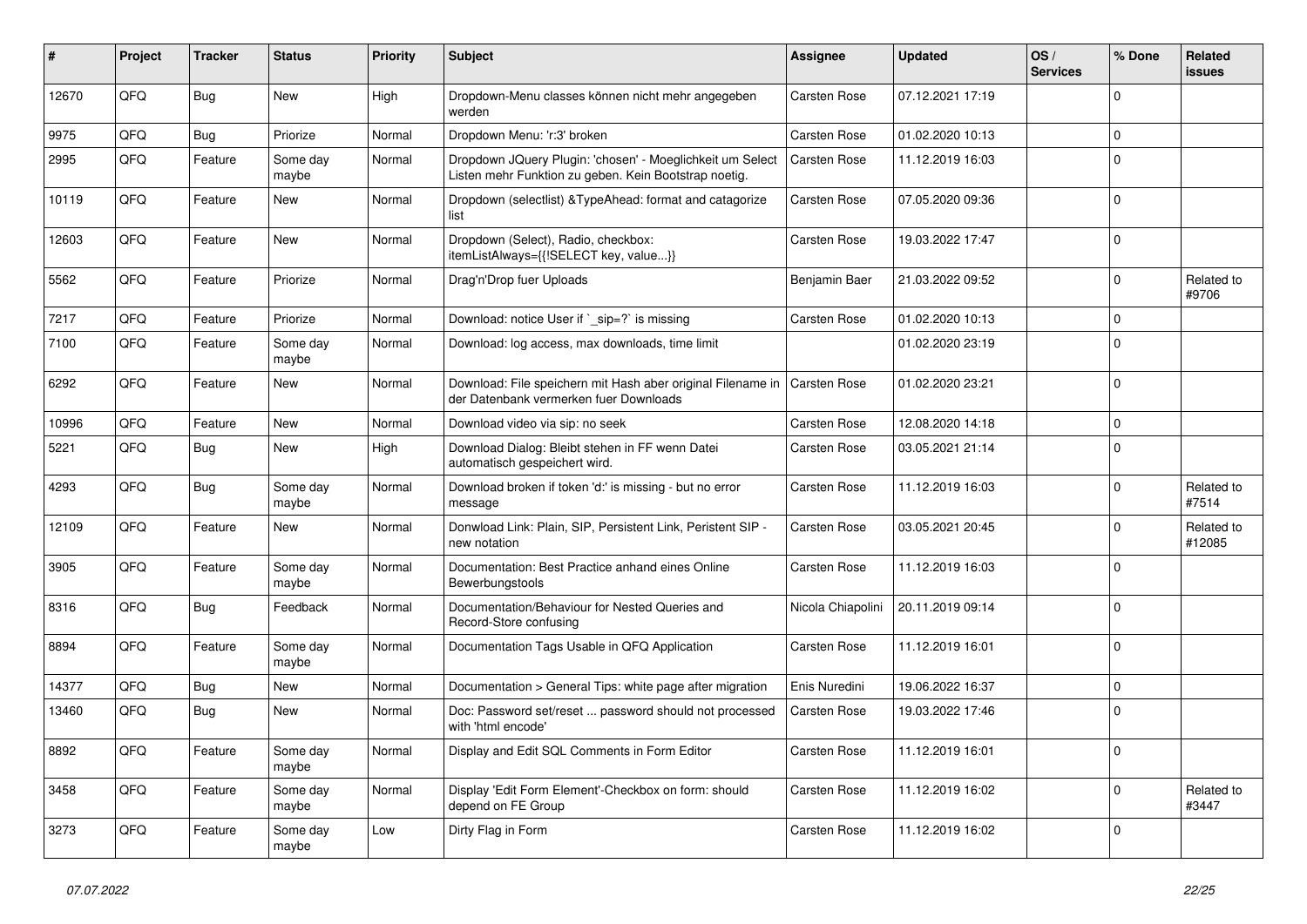| # | Project | Tracker | Status | Priority | Subject | Assignee | Updated | OS / Services | % Done | Related issues |
|---|---|---|---|---|---|---|---|---|---|---|
| 12670 | QFQ | Bug | New | High | Dropdown-Menu classes können nicht mehr angegeben werden | Carsten Rose | 07.12.2021 17:19 | | 0 | |
| 9975 | QFQ | Bug | Priorize | Normal | Dropdown Menu: 'r:3' broken | Carsten Rose | 01.02.2020 10:13 | | 0 | |
| 2995 | QFQ | Feature | Some day maybe | Normal | Dropdown JQuery Plugin: 'chosen' - Moeglichkeit um Select Listen mehr Funktion zu geben. Kein Bootstrap noetig. | Carsten Rose | 11.12.2019 16:03 | | 0 | |
| 10119 | QFQ | Feature | New | Normal | Dropdown (selectlist) &TypeAhead: format and catagorize list | Carsten Rose | 07.05.2020 09:36 | | 0 | |
| 12603 | QFQ | Feature | New | Normal | Dropdown (Select), Radio, checkbox: itemListAlways={{!SELECT key, value...}} | Carsten Rose | 19.03.2022 17:47 | | 0 | |
| 5562 | QFQ | Feature | Priorize | Normal | Drag'n'Drop fuer Uploads | Benjamin Baer | 21.03.2022 09:52 | | 0 | Related to #9706 |
| 7217 | QFQ | Feature | Priorize | Normal | Download: notice User if `_sip=?` is missing | Carsten Rose | 01.02.2020 10:13 | | 0 | |
| 7100 | QFQ | Feature | Some day maybe | Normal | Download: log access, max downloads, time limit | | 01.02.2020 23:19 | | 0 | |
| 6292 | QFQ | Feature | New | Normal | Download: File speichern mit Hash aber original Filename in der Datenbank vermerken fuer Downloads | Carsten Rose | 01.02.2020 23:21 | | 0 | |
| 10996 | QFQ | Feature | New | Normal | Download video via sip: no seek | Carsten Rose | 12.08.2020 14:18 | | 0 | |
| 5221 | QFQ | Bug | New | High | Download Dialog: Bleibt stehen in FF wenn Datei automatisch gespeichert wird. | Carsten Rose | 03.05.2021 21:14 | | 0 | |
| 4293 | QFQ | Bug | Some day maybe | Normal | Download broken if token 'd:' is missing - but no error message | Carsten Rose | 11.12.2019 16:03 | | 0 | Related to #7514 |
| 12109 | QFQ | Feature | New | Normal | Donwload Link: Plain, SIP, Persistent Link, Peristent SIP - new notation | Carsten Rose | 03.05.2021 20:45 | | 0 | Related to #12085 |
| 3905 | QFQ | Feature | Some day maybe | Normal | Documentation: Best Practice anhand eines Online Bewerbungstools | Carsten Rose | 11.12.2019 16:03 | | 0 | |
| 8316 | QFQ | Bug | Feedback | Normal | Documentation/Behaviour for Nested Queries and Record-Store confusing | Nicola Chiapolini | 20.11.2019 09:14 | | 0 | |
| 8894 | QFQ | Feature | Some day maybe | Normal | Documentation Tags Usable in QFQ Application | Carsten Rose | 11.12.2019 16:01 | | 0 | |
| 14377 | QFQ | Bug | New | Normal | Documentation > General Tips: white page after migration | Enis Nuredini | 19.06.2022 16:37 | | 0 | |
| 13460 | QFQ | Bug | New | Normal | Doc: Password set/reset ... password should not processed with 'html encode' | Carsten Rose | 19.03.2022 17:46 | | 0 | |
| 8892 | QFQ | Feature | Some day maybe | Normal | Display and Edit SQL Comments in Form Editor | Carsten Rose | 11.12.2019 16:01 | | 0 | |
| 3458 | QFQ | Feature | Some day maybe | Normal | Display 'Edit Form Element'-Checkbox on form: should depend on FE Group | Carsten Rose | 11.12.2019 16:02 | | 0 | Related to #3447 |
| 3273 | QFQ | Feature | Some day maybe | Low | Dirty Flag in Form | Carsten Rose | 11.12.2019 16:02 | | 0 | |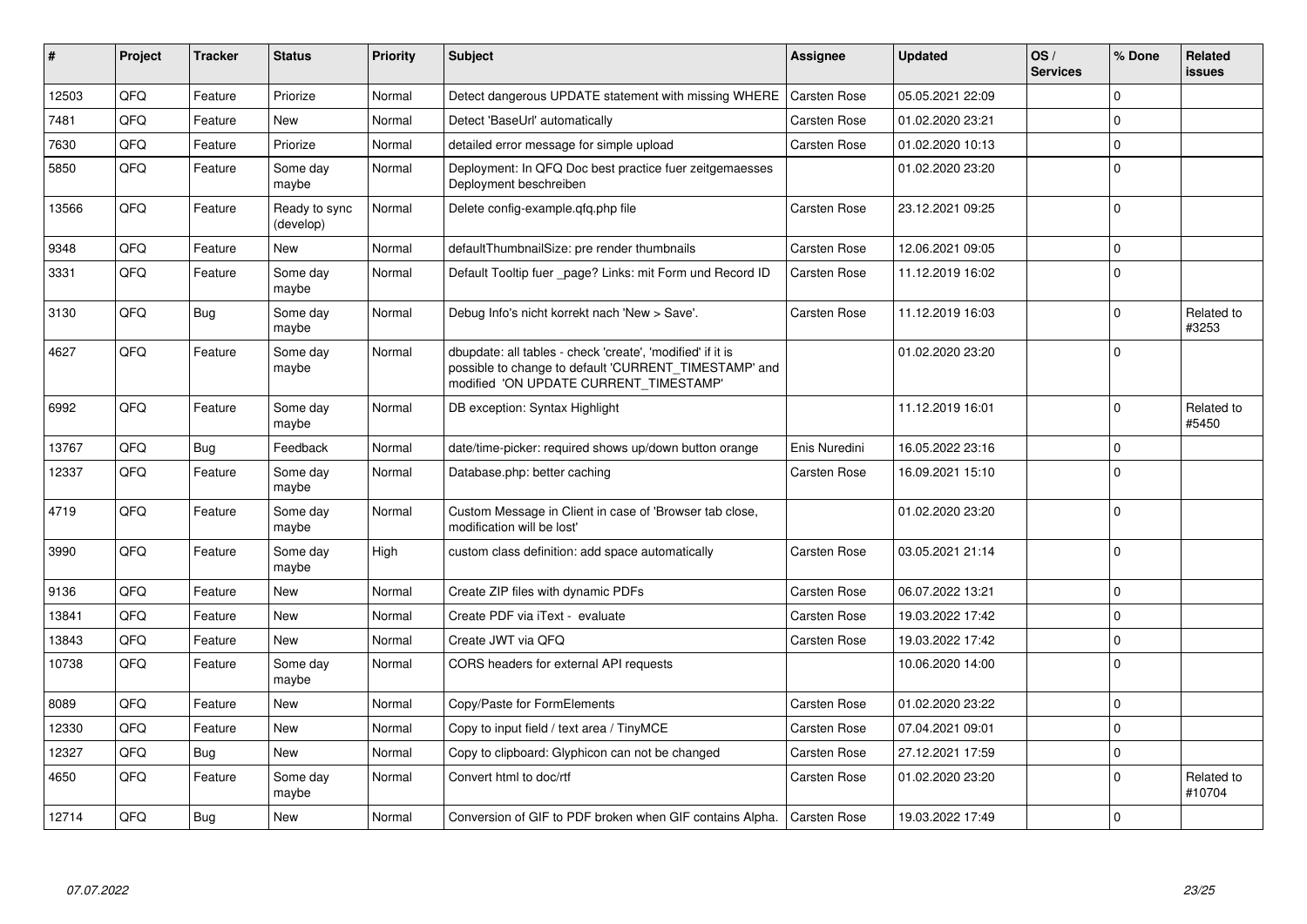| # | Project | Tracker | Status | Priority | Subject | Assignee | Updated | OS / Services | % Done | Related issues |
|---|---|---|---|---|---|---|---|---|---|---|
| 12503 | QFQ | Feature | Priorize | Normal | Detect dangerous UPDATE statement with missing WHERE | Carsten Rose | 05.05.2021 22:09 | | 0 | |
| 7481 | QFQ | Feature | New | Normal | Detect 'BaseUrl' automatically | Carsten Rose | 01.02.2020 23:21 | | 0 | |
| 7630 | QFQ | Feature | Priorize | Normal | detailed error message for simple upload | Carsten Rose | 01.02.2020 10:13 | | 0 | |
| 5850 | QFQ | Feature | Some day maybe | Normal | Deployment: In QFQ Doc best practice fuer zeitgemaesses Deployment beschreiben | | 01.02.2020 23:20 | | 0 | |
| 13566 | QFQ | Feature | Ready to sync (develop) | Normal | Delete config-example.qfq.php file | Carsten Rose | 23.12.2021 09:25 | | 0 | |
| 9348 | QFQ | Feature | New | Normal | defaultThumbnailSize: pre render thumbnails | Carsten Rose | 12.06.2021 09:05 | | 0 | |
| 3331 | QFQ | Feature | Some day maybe | Normal | Default Tooltip fuer _page? Links: mit Form und Record ID | Carsten Rose | 11.12.2019 16:02 | | 0 | |
| 3130 | QFQ | Bug | Some day maybe | Normal | Debug Info's nicht korrekt nach 'New > Save'. | Carsten Rose | 11.12.2019 16:03 | | 0 | Related to #3253 |
| 4627 | QFQ | Feature | Some day maybe | Normal | dbupdate: all tables - check 'create', 'modified' if it is possible to change to default 'CURRENT_TIMESTAMP' and modified 'ON UPDATE CURRENT_TIMESTAMP' | | 01.02.2020 23:20 | | 0 | |
| 6992 | QFQ | Feature | Some day maybe | Normal | DB exception: Syntax Highlight | | 11.12.2019 16:01 | | 0 | Related to #5450 |
| 13767 | QFQ | Bug | Feedback | Normal | date/time-picker: required shows up/down button orange | Enis Nuredini | 16.05.2022 23:16 | | 0 | |
| 12337 | QFQ | Feature | Some day maybe | Normal | Database.php: better caching | Carsten Rose | 16.09.2021 15:10 | | 0 | |
| 4719 | QFQ | Feature | Some day maybe | Normal | Custom Message in Client in case of 'Browser tab close, modification will be lost' | | 01.02.2020 23:20 | | 0 | |
| 3990 | QFQ | Feature | Some day maybe | High | custom class definition: add space automatically | Carsten Rose | 03.05.2021 21:14 | | 0 | |
| 9136 | QFQ | Feature | New | Normal | Create ZIP files with dynamic PDFs | Carsten Rose | 06.07.2022 13:21 | | 0 | |
| 13841 | QFQ | Feature | New | Normal | Create PDF via iText - evaluate | Carsten Rose | 19.03.2022 17:42 | | 0 | |
| 13843 | QFQ | Feature | New | Normal | Create JWT via QFQ | Carsten Rose | 19.03.2022 17:42 | | 0 | |
| 10738 | QFQ | Feature | Some day maybe | Normal | CORS headers for external API requests | | 10.06.2020 14:00 | | 0 | |
| 8089 | QFQ | Feature | New | Normal | Copy/Paste for FormElements | Carsten Rose | 01.02.2020 23:22 | | 0 | |
| 12330 | QFQ | Feature | New | Normal | Copy to input field / text area / TinyMCE | Carsten Rose | 07.04.2021 09:01 | | 0 | |
| 12327 | QFQ | Bug | New | Normal | Copy to clipboard: Glyphicon can not be changed | Carsten Rose | 27.12.2021 17:59 | | 0 | |
| 4650 | QFQ | Feature | Some day maybe | Normal | Convert html to doc/rtf | Carsten Rose | 01.02.2020 23:20 | | 0 | Related to #10704 |
| 12714 | QFQ | Bug | New | Normal | Conversion of GIF to PDF broken when GIF contains Alpha. | Carsten Rose | 19.03.2022 17:49 | | 0 | |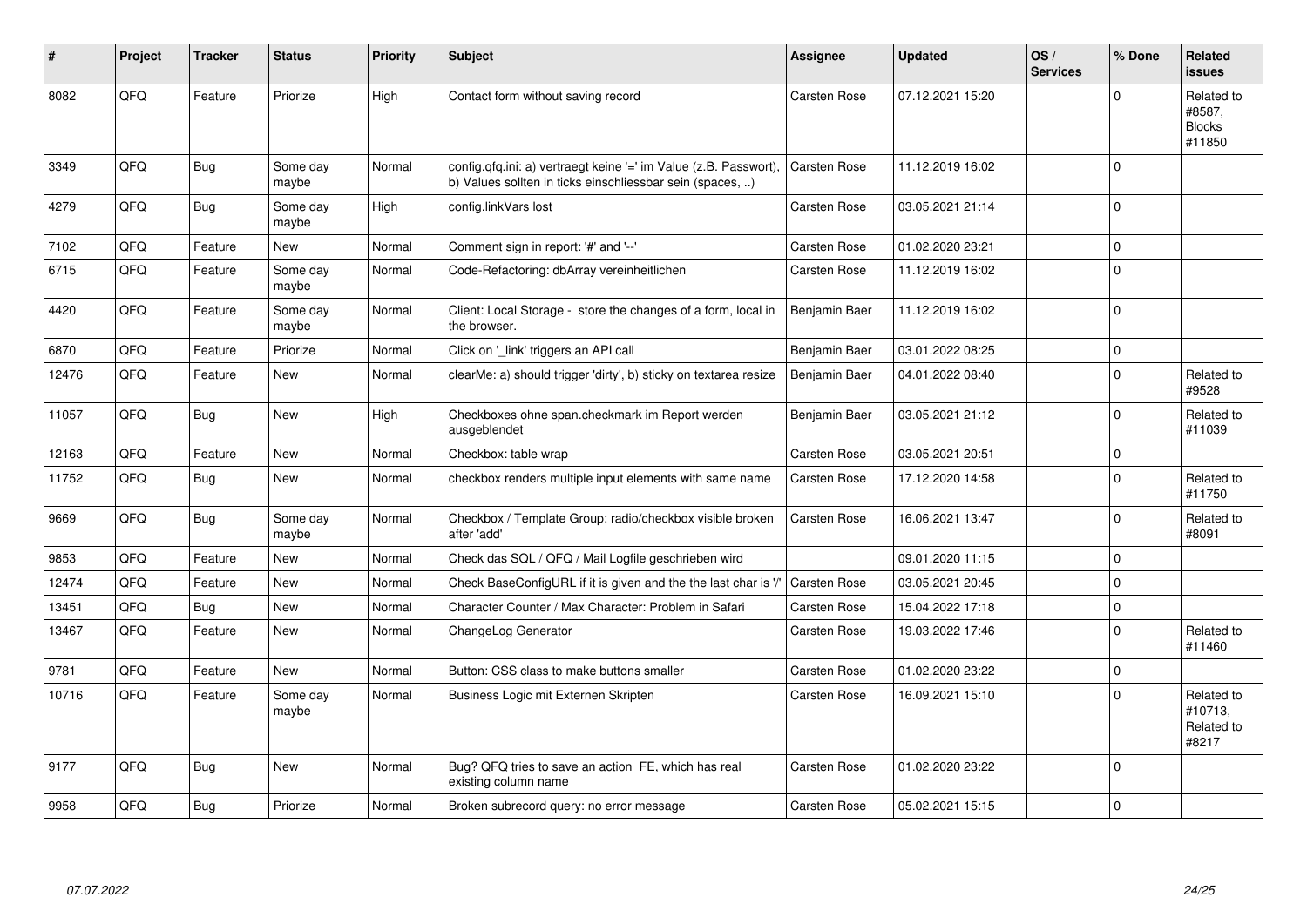| # | Project | Tracker | Status | Priority | Subject | Assignee | Updated | OS / Services | % Done | Related issues |
|---|---|---|---|---|---|---|---|---|---|---|
| 8082 | QFQ | Feature | Priorize | High | Contact form without saving record | Carsten Rose | 07.12.2021 15:20 | | 0 | Related to #8587, Blocks #11850 |
| 3349 | QFQ | Bug | Some day maybe | Normal | config.qfq.ini: a) vertraegt keine '=' im Value (z.B. Passwort), b) Values sollten in ticks einschliessbar sein (spaces, ..) | Carsten Rose | 11.12.2019 16:02 | | 0 | |
| 4279 | QFQ | Bug | Some day maybe | High | config.linkVars lost | Carsten Rose | 03.05.2021 21:14 | | 0 | |
| 7102 | QFQ | Feature | New | Normal | Comment sign in report: '#' and '--' | Carsten Rose | 01.02.2020 23:21 | | 0 | |
| 6715 | QFQ | Feature | Some day maybe | Normal | Code-Refactoring: dbArray vereinheitlichen | Carsten Rose | 11.12.2019 16:02 | | 0 | |
| 4420 | QFQ | Feature | Some day maybe | Normal | Client: Local Storage - store the changes of a form, local in the browser. | Benjamin Baer | 11.12.2019 16:02 | | 0 | |
| 6870 | QFQ | Feature | Priorize | Normal | Click on '_link' triggers an API call | Benjamin Baer | 03.01.2022 08:25 | | 0 | |
| 12476 | QFQ | Feature | New | Normal | clearMe: a) should trigger 'dirty', b) sticky on textarea resize | Benjamin Baer | 04.01.2022 08:40 | | 0 | Related to #9528 |
| 11057 | QFQ | Bug | New | High | Checkboxes ohne span.checkmark im Report werden ausgeblendet | Benjamin Baer | 03.05.2021 21:12 | | 0 | Related to #11039 |
| 12163 | QFQ | Feature | New | Normal | Checkbox: table wrap | Carsten Rose | 03.05.2021 20:51 | | 0 | |
| 11752 | QFQ | Bug | New | Normal | checkbox renders multiple input elements with same name | Carsten Rose | 17.12.2020 14:58 | | 0 | Related to #11750 |
| 9669 | QFQ | Bug | Some day maybe | Normal | Checkbox / Template Group: radio/checkbox visible broken after 'add' | Carsten Rose | 16.06.2021 13:47 | | 0 | Related to #8091 |
| 9853 | QFQ | Feature | New | Normal | Check das SQL / QFQ / Mail Logfile geschrieben wird | | 09.01.2020 11:15 | | 0 | |
| 12474 | QFQ | Feature | New | Normal | Check BaseConfigURL if it is given and the the last char is '/' | Carsten Rose | 03.05.2021 20:45 | | 0 | |
| 13451 | QFQ | Bug | New | Normal | Character Counter / Max Character: Problem in Safari | Carsten Rose | 15.04.2022 17:18 | | 0 | |
| 13467 | QFQ | Feature | New | Normal | ChangeLog Generator | Carsten Rose | 19.03.2022 17:46 | | 0 | Related to #11460 |
| 9781 | QFQ | Feature | New | Normal | Button: CSS class to make buttons smaller | Carsten Rose | 01.02.2020 23:22 | | 0 | |
| 10716 | QFQ | Feature | Some day maybe | Normal | Business Logic mit Externen Skripten | Carsten Rose | 16.09.2021 15:10 | | 0 | Related to #10713, Related to #8217 |
| 9177 | QFQ | Bug | New | Normal | Bug? QFQ tries to save an action FE, which has real existing column name | Carsten Rose | 01.02.2020 23:22 | | 0 | |
| 9958 | QFQ | Bug | Priorize | Normal | Broken subrecord query: no error message | Carsten Rose | 05.02.2021 15:15 | | 0 | |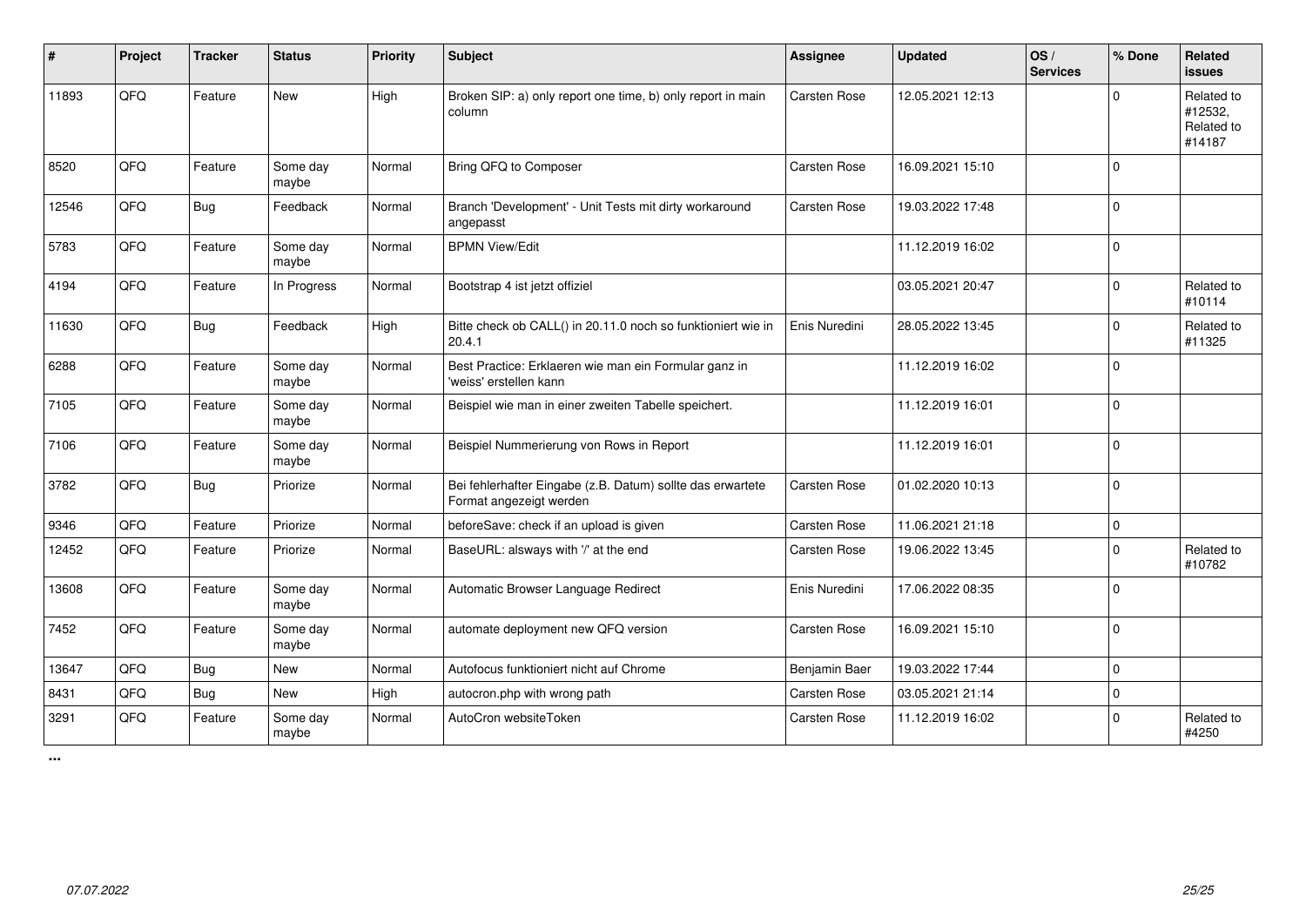| # | Project | Tracker | Status | Priority | Subject | Assignee | Updated | OS / Services | % Done | Related issues |
|---|---|---|---|---|---|---|---|---|---|---|
| 11893 | QFQ | Feature | New | High | Broken SIP: a) only report one time, b) only report in main column | Carsten Rose | 12.05.2021 12:13 | | 0 | Related to #12532, Related to #14187 |
| 8520 | QFQ | Feature | Some day maybe | Normal | Bring QFQ to Composer | Carsten Rose | 16.09.2021 15:10 | | 0 | |
| 12546 | QFQ | Bug | Feedback | Normal | Branch 'Development' - Unit Tests mit dirty workaround angepasst | Carsten Rose | 19.03.2022 17:48 | | 0 | |
| 5783 | QFQ | Feature | Some day maybe | Normal | BPMN View/Edit | | 11.12.2019 16:02 | | 0 | |
| 4194 | QFQ | Feature | In Progress | Normal | Bootstrap 4 ist jetzt offiziel | | 03.05.2021 20:47 | | 0 | Related to #10114 |
| 11630 | QFQ | Bug | Feedback | High | Bitte check ob CALL() in 20.11.0 noch so funktioniert wie in 20.4.1 | Enis Nuredini | 28.05.2022 13:45 | | 0 | Related to #11325 |
| 6288 | QFQ | Feature | Some day maybe | Normal | Best Practice: Erklaeren wie man ein Formular ganz in 'weiss' erstellen kann | | 11.12.2019 16:02 | | 0 | |
| 7105 | QFQ | Feature | Some day maybe | Normal | Beispiel wie man in einer zweiten Tabelle speichert. | | 11.12.2019 16:01 | | 0 | |
| 7106 | QFQ | Feature | Some day maybe | Normal | Beispiel Nummerierung von Rows in Report | | 11.12.2019 16:01 | | 0 | |
| 3782 | QFQ | Bug | Priorize | Normal | Bei fehlerhafter Eingabe (z.B. Datum) sollte das erwartete Format angezeigt werden | Carsten Rose | 01.02.2020 10:13 | | 0 | |
| 9346 | QFQ | Feature | Priorize | Normal | beforeSave: check if an upload is given | Carsten Rose | 11.06.2021 21:18 | | 0 | |
| 12452 | QFQ | Feature | Priorize | Normal | BaseURL: alsways with '/' at the end | Carsten Rose | 19.06.2022 13:45 | | 0 | Related to #10782 |
| 13608 | QFQ | Feature | Some day maybe | Normal | Automatic Browser Language Redirect | Enis Nuredini | 17.06.2022 08:35 | | 0 | |
| 7452 | QFQ | Feature | Some day maybe | Normal | automate deployment new QFQ version | Carsten Rose | 16.09.2021 15:10 | | 0 | |
| 13647 | QFQ | Bug | New | Normal | Autofocus funktioniert nicht auf Chrome | Benjamin Baer | 19.03.2022 17:44 | | 0 | |
| 8431 | QFQ | Bug | New | High | autocron.php with wrong path | Carsten Rose | 03.05.2021 21:14 | | 0 | |
| 3291 | QFQ | Feature | Some day maybe | Normal | AutoCron websiteToken | Carsten Rose | 11.12.2019 16:02 | | 0 | Related to #4250 |

...